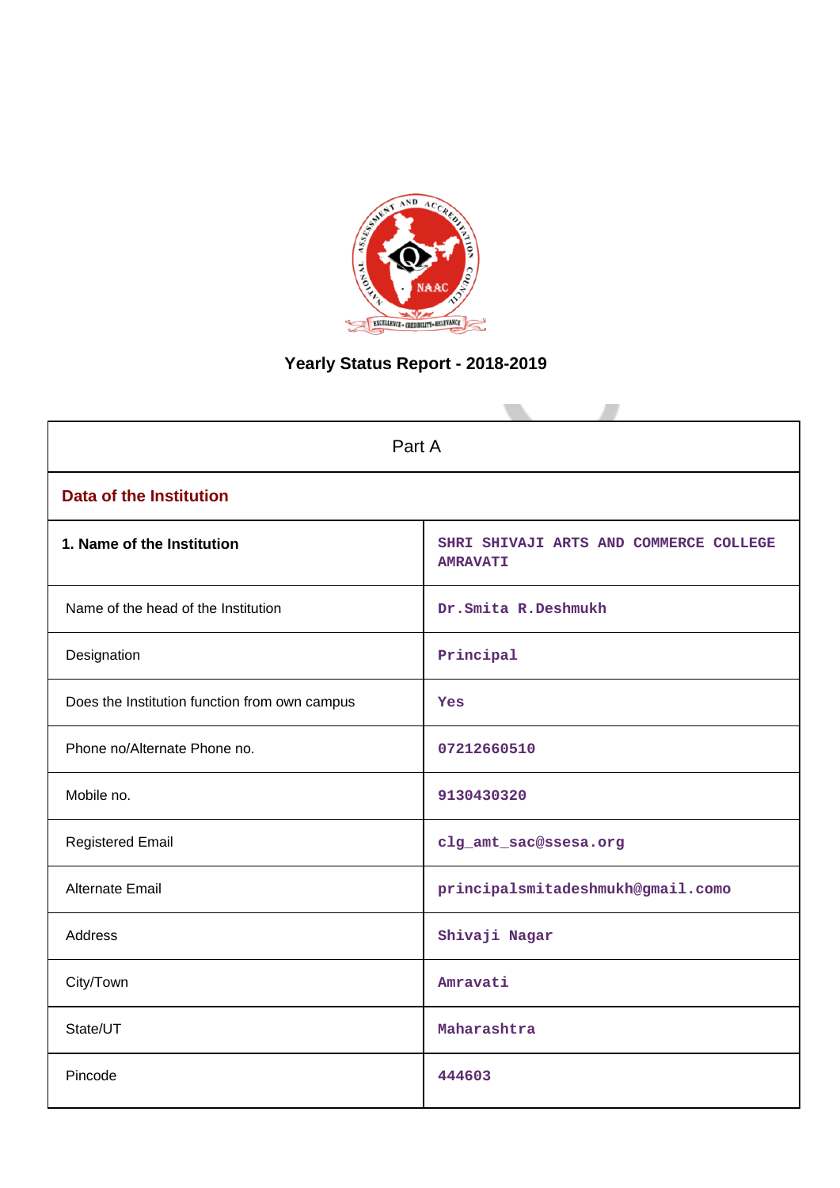# Yearly Status Report - 2018-2019

| Part A | |
|---|---|
| **Data of the Institution** | |
| **1. Name of the Institution** | SHRI SHIVAJI ARTS AND COMMERCE COLLEGE AMRAVATI |
| Name of the head of the Institution | Dr.Smita R.Deshmukh |
| Designation | Principal |
| Does the Institution function from own campus | Yes |
| Phone no/Alternate Phone no. | 07212660510 |
| Mobile no. | 9130430320 |
| Registered Email | clg_amt_sac@ssesa.org |
| Alternate Email | principalsmitadeshmukh@gmail.como |
| Address | Shivaji Nagar |
| City/Town | Amravati |
| State/UT | Maharashtra |
| Pincode | 444603 |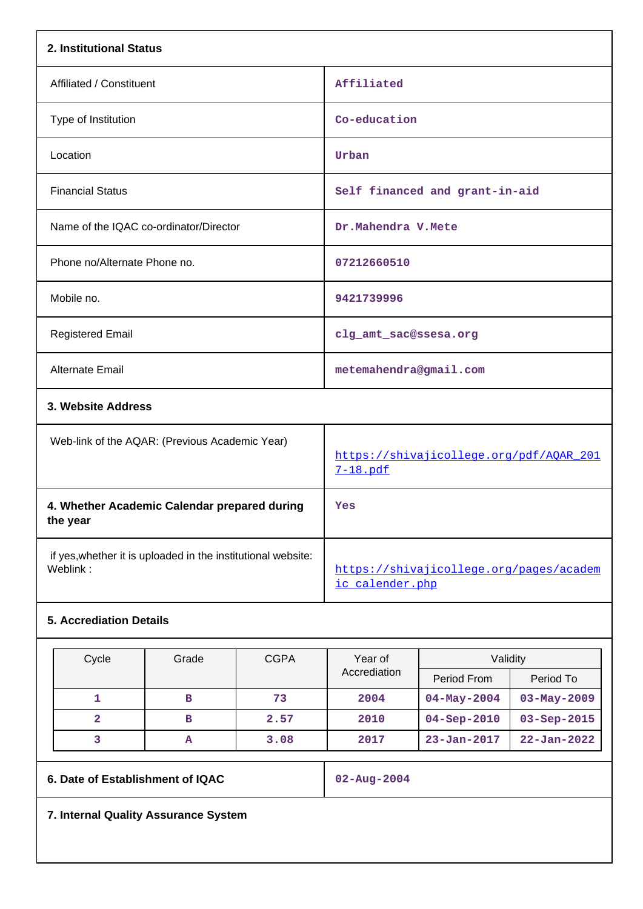## 2. Institutional Status

| | |
|---|---|
| Affiliated / Constituent | Affiliated |
| Type of Institution | Co-education |
| Location | Urban |
| Financial Status | Self financed and grant-in-aid |
| Name of the IQAC co-ordinator/Director | Dr.Mahendra V.Mete |
| Phone no/Alternate Phone no. | 07212660510 |
| Mobile no. | 9421739996 |
| Registered Email | clg_amt_sac@ssesa.org |
| Alternate Email | metemahendra@gmail.com |

## 3. Website Address

| | |
|---|---|
| Web-link of the AQAR: (Previous Academic Year) | https://shivajicollege.org/pdf/AQAR_2017-18.pdf |
| **4. Whether Academic Calendar prepared during the year** | Yes |
| if yes,whether it is uploaded in the institutional website: Weblink : | https://shivajicollege.org/pages/academic_calender.php |

## 5. Accrediation Details

| Cycle | Grade | CGPA | Year of Accrediation | Validity | |
|---|---|---|---|---|---|
| | | | | Period From | Period To |
| 1 | B | 73 | 2004 | 04-May-2004 | 03-May-2009 |
| 2 | B | 2.57 | 2010 | 04-Sep-2010 | 03-Sep-2015 |
| 3 | A | 3.08 | 2017 | 23-Jan-2017 | 22-Jan-2022 |

| | |
|---|---|
| **6. Date of Establishment of IQAC** | 02-Aug-2004 |

## 7. Internal Quality Assurance System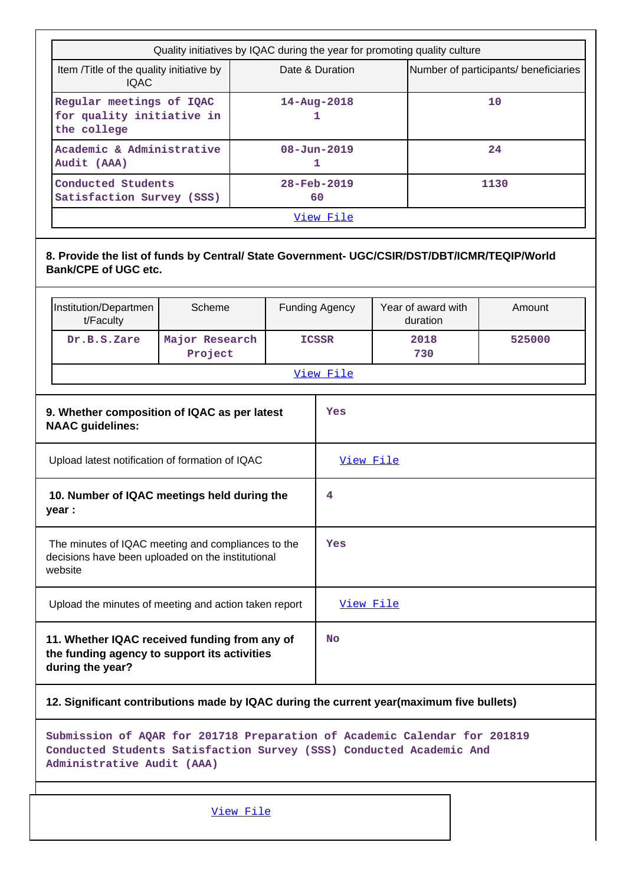| Quality initiatives by IQAC during the year for promoting quality culture | | |
|---|---|---|
| Item /Title of the quality initiative by IQAC | Date & Duration | Number of participants/ beneficiaries |
| Regular meetings of IQAC for quality initiative in the college | 14-Aug-2018<br>1 | 10 |
| Academic & Administrative Audit (AAA) | 08-Jun-2019<br>1 | 24 |
| Conducted Students Satisfaction Survey (SSS) | 28-Feb-2019<br>60 | 1130 |
| View File | | |

**8. Provide the list of funds by Central/ State Government- UGC/CSIR/DST/DBT/ICMR/TEQIP/World Bank/CPE of UGC etc.**

| Institution/Department/Faculty | Scheme | Funding Agency | Year of award with duration | Amount |
|---|---|---|---|---|
| Dr.B.S.Zare | Major Research Project | ICSSR | 2018<br>730 | 525000 |
| View File | | | | |

| | |
|---|---|
| **9. Whether composition of IQAC as per latest NAAC guidelines:** | Yes |
| Upload latest notification of formation of IQAC | View File |
| **10. Number of IQAC meetings held during the year :** | 4 |
| The minutes of IQAC meeting and compliances to the decisions have been uploaded on the institutional website | Yes |
| Upload the minutes of meeting and action taken report | View File |
| **11. Whether IQAC received funding from any of the funding agency to support its activities during the year?** | No |

**12. Significant contributions made by IQAC during the current year(maximum five bullets)**

Submission of AQAR for 201718 Preparation of Academic Calendar for 201819 Conducted Students Satisfaction Survey (SSS) Conducted Academic And Administrative Audit (AAA)

View File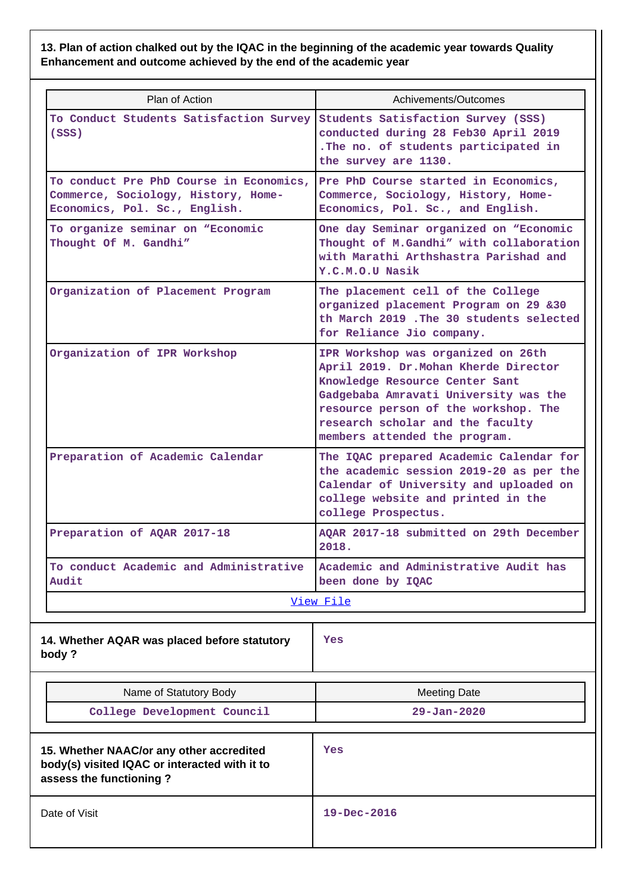**13. Plan of action chalked out by the IQAC in the beginning of the academic year towards Quality Enhancement and outcome achieved by the end of the academic year**

| Plan of Action | Achivements/Outcomes |
|---|---|
| To Conduct Students Satisfaction Survey (SSS) | Students Satisfaction Survey (SSS) conducted during 28 Feb30 April 2019 .The no. of students participated in the survey are 1130. |
| To conduct Pre PhD Course in Economics, Commerce, Sociology, History, Home-Economics, Pol. Sc., English. | Pre PhD Course started in Economics, Commerce, Sociology, History, Home-Economics, Pol. Sc., and English. |
| To organize seminar on "Economic Thought Of M. Gandhi" | One day Seminar organized on "Economic Thought of M.Gandhi" with collaboration with Marathi Arthshastra Parishad and Y.C.M.O.U Nasik |
| Organization of Placement Program | The placement cell of the College organized placement Program on 29 &30 th March 2019 .The 30 students selected for Reliance Jio company. |
| Organization of IPR Workshop | IPR Workshop was organized on 26th April 2019. Dr.Mohan Kherde Director Knowledge Resource Center Sant Gadgebaba Amravati University was the resource person of the workshop. The research scholar and the faculty members attended the program. |
| Preparation of Academic Calendar | The IQAC prepared Academic Calendar for the academic session 2019-20 as per the Calendar of University and uploaded on college website and printed in the college Prospectus. |
| Preparation of AQAR 2017-18 | AQAR 2017-18 submitted on 29th December 2018. |
| To conduct Academic and Administrative Audit | Academic and Administrative Audit has been done by IQAC |

View File

| **14. Whether AQAR was placed before statutory body ?** | Yes |
|---|---|

| Name of Statutory Body | Meeting Date |
|---|---|
| College Development Council | 29-Jan-2020 |

| **15. Whether NAAC/or any other accredited body(s) visited IQAC or interacted with it to assess the functioning ?** | Yes |
|---|---|
| Date of Visit | 19-Dec-2016 |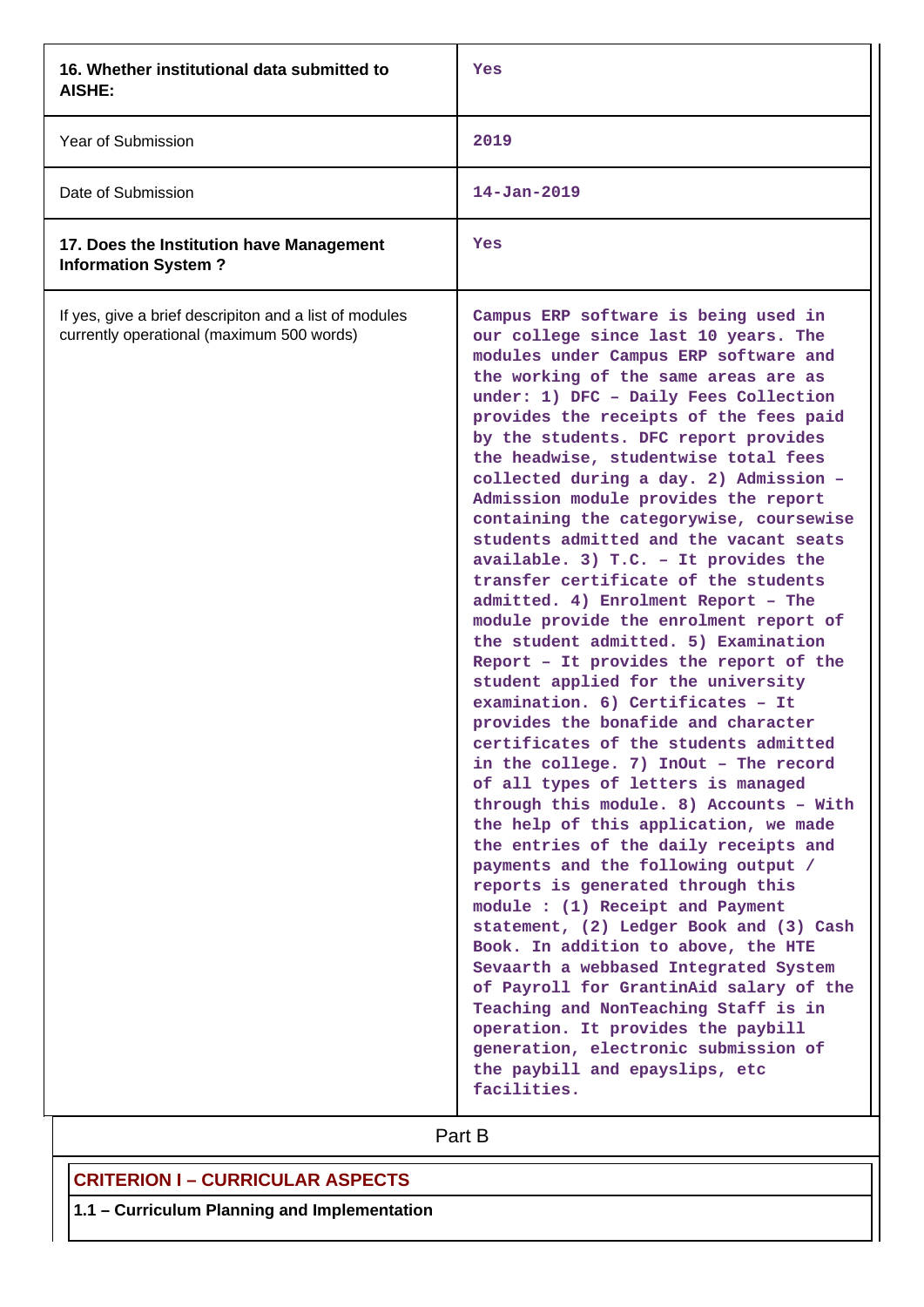| | |
|---|---|
| **16. Whether institutional data submitted to AISHE:** | Yes |
| Year of Submission | 2019 |
| Date of Submission | 14-Jan-2019 |
| **17. Does the Institution have Management Information System ?** | Yes |
| If yes, give a brief descripiton and a list of modules currently operational (maximum 500 words) | Campus ERP software is being used in our college since last 10 years. The modules under Campus ERP software and the working of the same areas are as under: 1) DFC – Daily Fees Collection provides the receipts of the fees paid by the students. DFC report provides the headwise, studentwise total fees collected during a day. 2) Admission – Admission module provides the report containing the categorywise, coursewise students admitted and the vacant seats available. 3) T.C. – It provides the transfer certificate of the students admitted. 4) Enrolment Report – The module provide the enrolment report of the student admitted. 5) Examination Report – It provides the report of the student applied for the university examination. 6) Certificates – It provides the bonafide and character certificates of the students admitted in the college. 7) InOut – The record of all types of letters is managed through this module. 8) Accounts – With the help of this application, we made the entries of the daily receipts and payments and the following output / reports is generated through this module : (1) Receipt and Payment statement, (2) Ledger Book and (3) Cash Book. In addition to above, the HTE Sevaarth a webbased Integrated System of Payroll for GrantinAid salary of the Teaching and NonTeaching Staff is in operation. It provides the paybill generation, electronic submission of the paybill and epayslips, etc facilities. |

# Part B

## CRITERION I – CURRICULAR ASPECTS

### 1.1 – Curriculum Planning and Implementation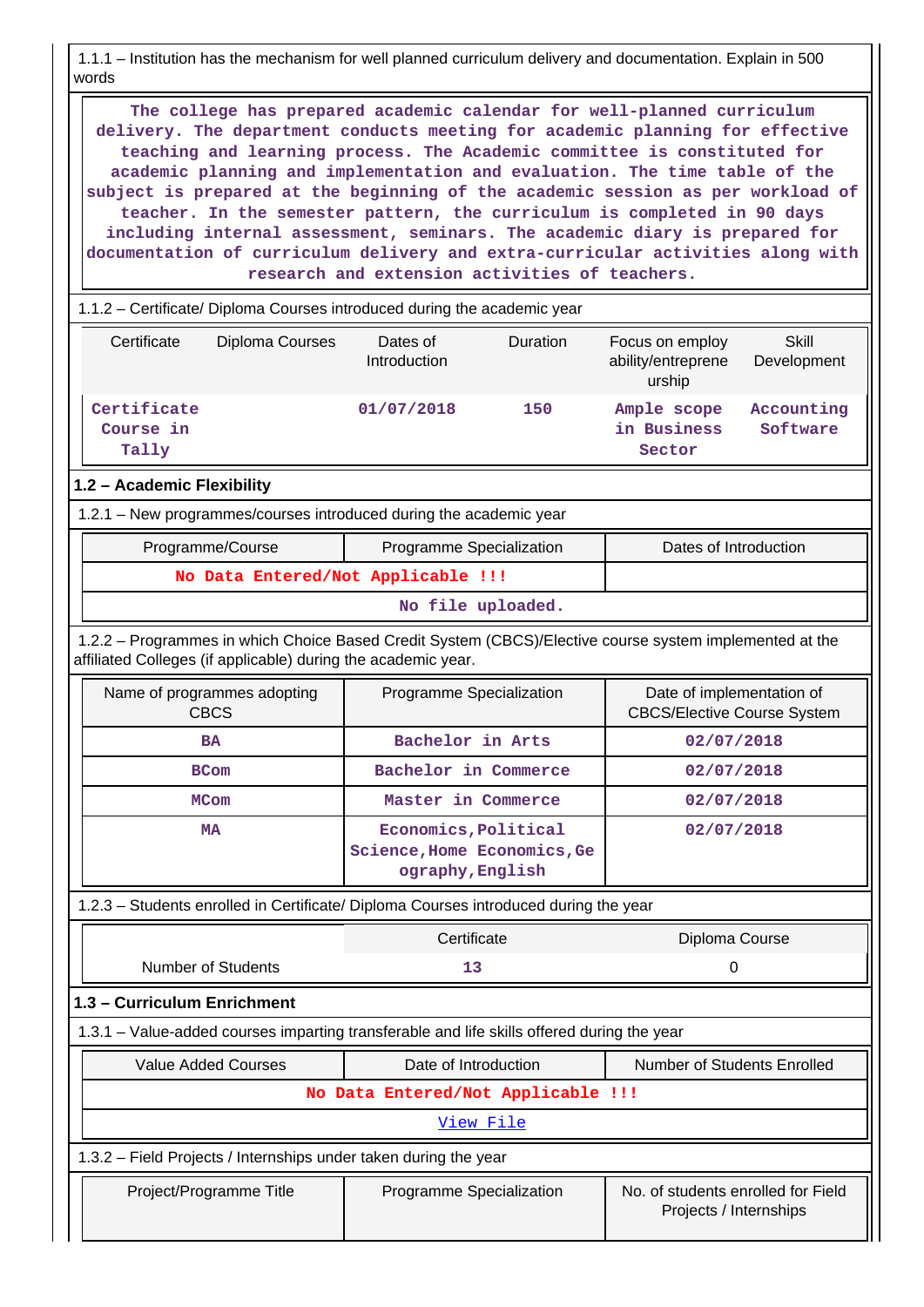1.1.1 – Institution has the mechanism for well planned curriculum delivery and documentation. Explain in 500 words

The college has prepared academic calendar for well-planned curriculum delivery. The department conducts meeting for academic planning for effective teaching and learning process. The Academic committee is constituted for academic planning and implementation and evaluation. The time table of the subject is prepared at the beginning of the academic session as per workload of teacher. In the semester pattern, the curriculum is completed in 90 days including internal assessment, seminars. The academic diary is prepared for documentation of curriculum delivery and extra-curricular activities along with research and extension activities of teachers.

1.1.2 – Certificate/ Diploma Courses introduced during the academic year

| Certificate | Diploma Courses | Dates of Introduction | Duration | Focus on employ ability/entreprene urship | Skill Development |
|---|---|---|---|---|---|
| Certificate Course in Tally | | 01/07/2018 | 150 | Ample scope in Business Sector | Accounting Software |

## 1.2 – Academic Flexibility

1.2.1 – New programmes/courses introduced during the academic year

| Programme/Course | Programme Specialization | Dates of Introduction |
|---|---|---|
| No Data Entered/Not Applicable !!! | | |
| No file uploaded. | | |

1.2.2 – Programmes in which Choice Based Credit System (CBCS)/Elective course system implemented at the affiliated Colleges (if applicable) during the academic year.

| Name of programmes adopting CBCS | Programme Specialization | Date of implementation of CBCS/Elective Course System |
|---|---|---|
| BA | Bachelor in Arts | 02/07/2018 |
| BCom | Bachelor in Commerce | 02/07/2018 |
| MCom | Master in Commerce | 02/07/2018 |
| MA | Economics,Political Science,Home Economics,Geography,English | 02/07/2018 |

1.2.3 – Students enrolled in Certificate/ Diploma Courses introduced during the year

| | Certificate | Diploma Course |
|---|---|---|
| Number of Students | 13 | 0 |

## 1.3 – Curriculum Enrichment

1.3.1 – Value-added courses imparting transferable and life skills offered during the year

| Value Added Courses | Date of Introduction | Number of Students Enrolled |
|---|---|---|
| No Data Entered/Not Applicable !!! | | |
| View File | | |

1.3.2 – Field Projects / Internships under taken during the year

| Project/Programme Title | Programme Specialization | No. of students enrolled for Field Projects / Internships |
|---|---|---|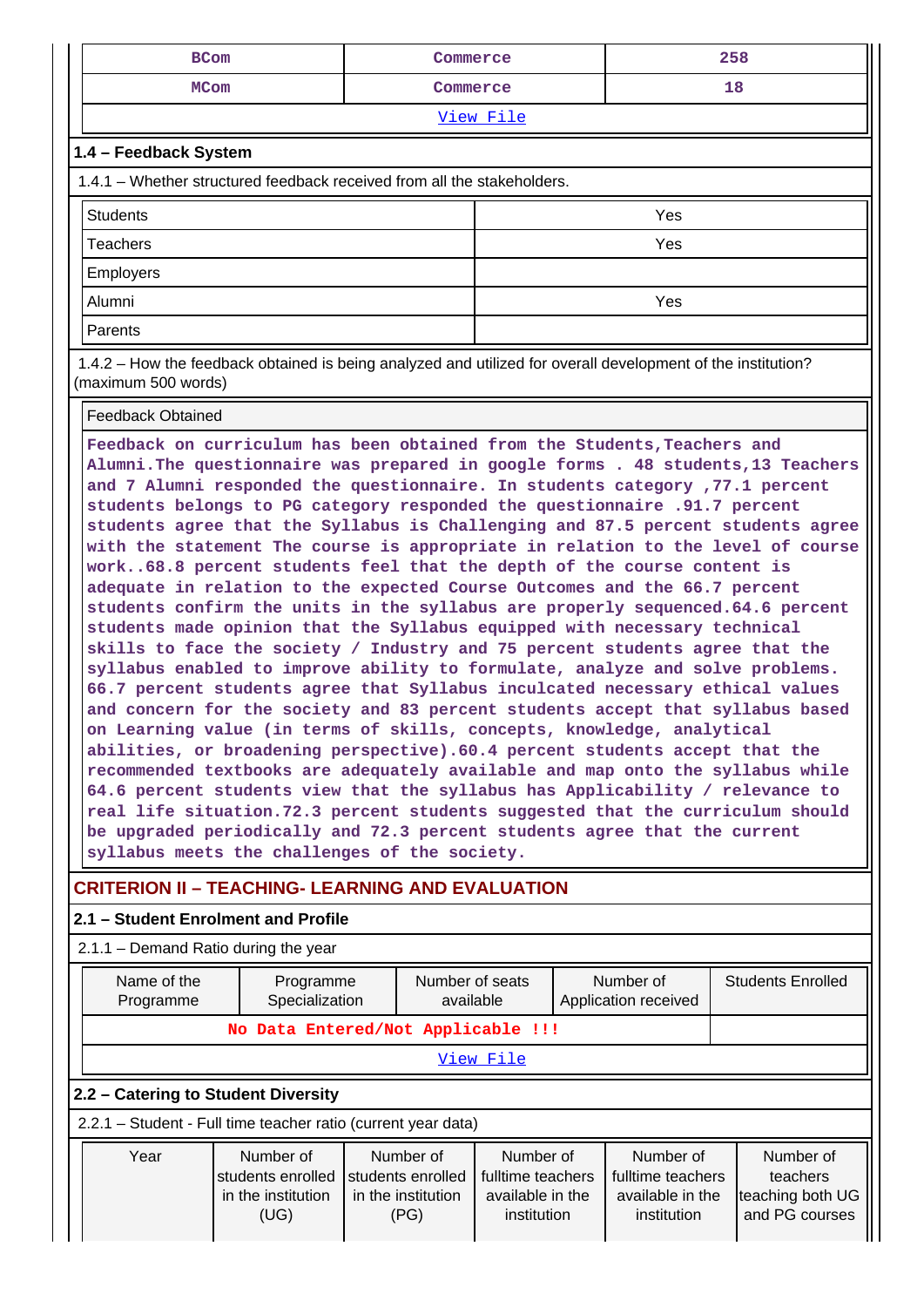| BCom | Commerce | 258 |
|---|---|---|
| MCom | Commerce | 18 |
| View File | | |

## 1.4 – Feedback System

1.4.1 – Whether structured feedback received from all the stakeholders.

| Students | Yes |
|---|---|
| Teachers | Yes |
| Employers | |
| Alumni | Yes |
| Parents | |

1.4.2 – How the feedback obtained is being analyzed and utilized for overall development of the institution? (maximum 500 words)

| Feedback Obtained |
|---|
| Feedback on curriculum has been obtained from the Students,Teachers and Alumni.The questionnaire was prepared in google forms . 48 students,13 Teachers and 7 Alumni responded the questionnaire. In students category ,77.1 percent students belongs to PG category responded the questionnaire .91.7 percent students agree that the Syllabus is Challenging and 87.5 percent students agree with the statement The course is appropriate in relation to the level of course work..68.8 percent students feel that the depth of the course content is adequate in relation to the expected Course Outcomes and the 66.7 percent students confirm the units in the syllabus are properly sequenced.64.6 percent students made opinion that the Syllabus equipped with necessary technical skills to face the society / Industry and 75 percent students agree that the syllabus enabled to improve ability to formulate, analyze and solve problems. 66.7 percent students agree that Syllabus inculcated necessary ethical values and concern for the society and 83 percent students accept that syllabus based on Learning value (in terms of skills, concepts, knowledge, analytical abilities, or broadening perspective).60.4 percent students accept that the recommended textbooks are adequately available and map onto the syllabus while 64.6 percent students view that the syllabus has Applicability / relevance to real life situation.72.3 percent students suggested that the curriculum should be upgraded periodically and 72.3 percent students agree that the current syllabus meets the challenges of the society. |

## CRITERION II – TEACHING- LEARNING AND EVALUATION

### 2.1 – Student Enrolment and Profile

2.1.1 – Demand Ratio during the year

| Name of the Programme | Programme Specialization | Number of seats available | Number of Application received | Students Enrolled |
|---|---|---|---|---|
| No Data Entered/Not Applicable !!! | | | | |
| View File | | | | |

### 2.2 – Catering to Student Diversity

2.2.1 – Student - Full time teacher ratio (current year data)

| Year | Number of students enrolled in the institution (UG) | Number of students enrolled in the institution (PG) | Number of fulltime teachers available in the institution | Number of fulltime teachers available in the institution | Number of teachers teaching both UG and PG courses |
|---|---|---|---|---|---|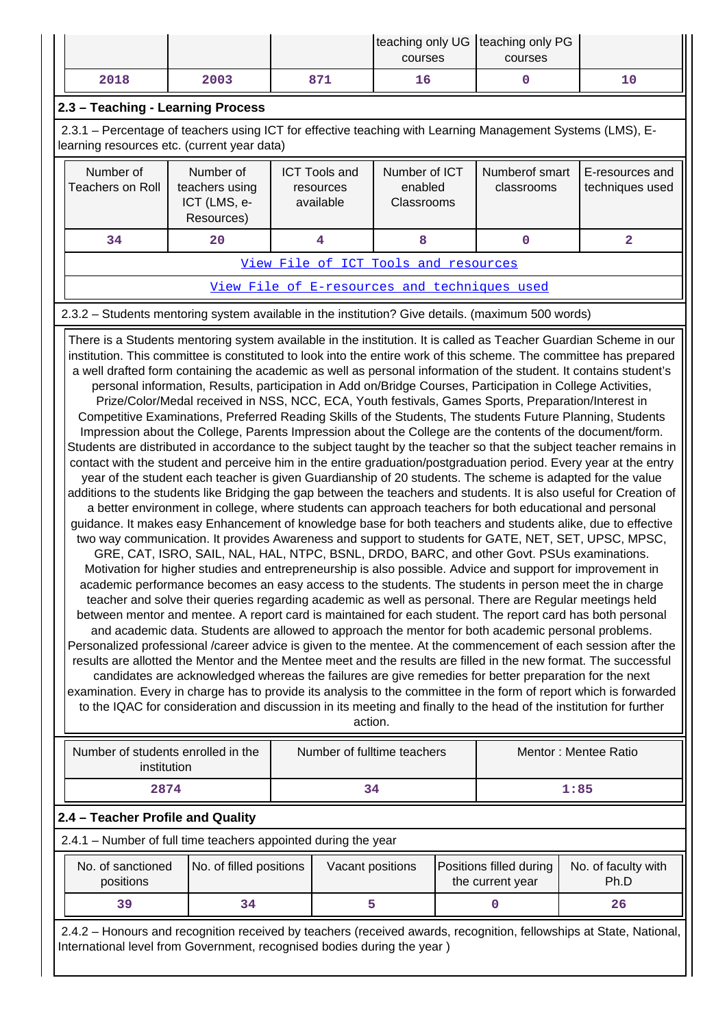| | | | teaching only UG courses | teaching only PG courses | |
|---|---|---|---|---|---|
| 2018 | 2003 | 871 | 16 | 0 | 10 |

### 2.3 – Teaching - Learning Process

2.3.1 – Percentage of teachers using ICT for effective teaching with Learning Management Systems (LMS), E-learning resources etc. (current year data)

| Number of Teachers on Roll | Number of teachers using ICT (LMS, e-Resources) | ICT Tools and resources available | Number of ICT enabled Classrooms | Numberof smart classrooms | E-resources and techniques used |
|---|---|---|---|---|---|
| 34 | 20 | 4 | 8 | 0 | 2 |

[View File of ICT Tools and resources]

[View File of E-resources and techniques used]

2.3.2 – Students mentoring system available in the institution? Give details. (maximum 500 words)

There is a Students mentoring system available in the institution. It is called as Teacher Guardian Scheme in our institution. This committee is constituted to look into the entire work of this scheme. The committee has prepared a well drafted form containing the academic as well as personal information of the student. It contains student's personal information, Results, participation in Add on/Bridge Courses, Participation in College Activities, Prize/Color/Medal received in NSS, NCC, ECA, Youth festivals, Games Sports, Preparation/Interest in Competitive Examinations, Preferred Reading Skills of the Students, The students Future Planning, Students Impression about the College, Parents Impression about the College are the contents of the document/form. Students are distributed in accordance to the subject taught by the teacher so that the subject teacher remains in contact with the student and perceive him in the entire graduation/postgraduation period. Every year at the entry year of the student each teacher is given Guardianship of 20 students. The scheme is adapted for the value additions to the students like Bridging the gap between the teachers and students. It is also useful for Creation of a better environment in college, where students can approach teachers for both educational and personal guidance. It makes easy Enhancement of knowledge base for both teachers and students alike, due to effective two way communication. It provides Awareness and support to students for GATE, NET, SET, UPSC, MPSC, GRE, CAT, ISRO, SAIL, NAL, HAL, NTPC, BSNL, DRDO, BARC, and other Govt. PSUs examinations. Motivation for higher studies and entrepreneurship is also possible. Advice and support for improvement in academic performance becomes an easy access to the students. The students in person meet the in charge teacher and solve their queries regarding academic as well as personal. There are Regular meetings held between mentor and mentee. A report card is maintained for each student. The report card has both personal and academic data. Students are allowed to approach the mentor for both academic personal problems. Personalized professional /career advice is given to the mentee. At the commencement of each session after the results are allotted the Mentor and the Mentee meet and the results are filled in the new format. The successful candidates are acknowledged whereas the failures are give remedies for better preparation for the next examination. Every in charge has to provide its analysis to the committee in the form of report which is forwarded to the IQAC for consideration and discussion in its meeting and finally to the head of the institution for further action.

| Number of students enrolled in the institution | Number of fulltime teachers | Mentor : Mentee Ratio |
|---|---|---|
| 2874 | 34 | 1:85 |

### 2.4 – Teacher Profile and Quality

2.4.1 – Number of full time teachers appointed during the year

| No. of sanctioned positions | No. of filled positions | Vacant positions | Positions filled during the current year | No. of faculty with Ph.D |
|---|---|---|---|---|
| 39 | 34 | 5 | 0 | 26 |

2.4.2 – Honours and recognition received by teachers (received awards, recognition, fellowships at State, National, International level from Government, recognised bodies during the year )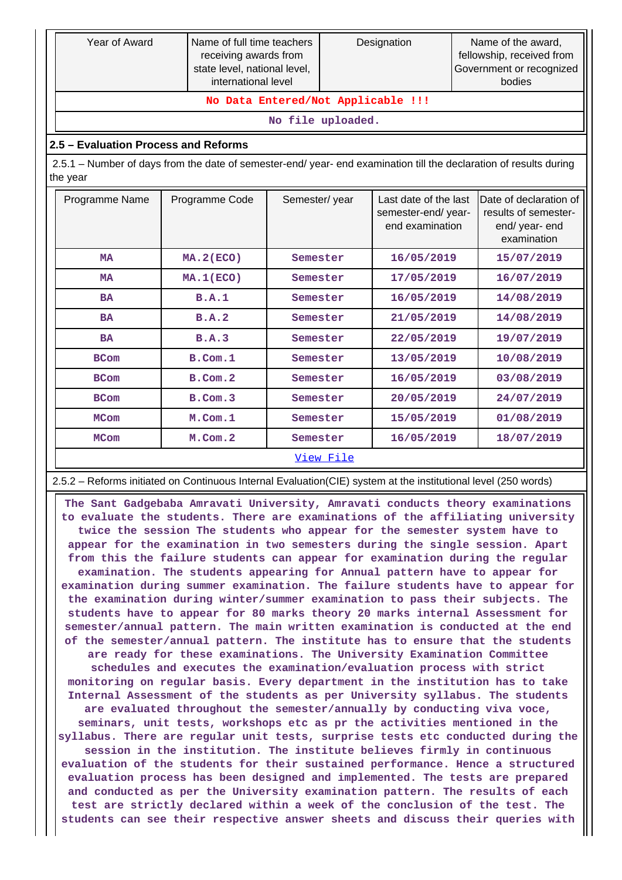| Year of Award | Name of full time teachers receiving awards from state level, national level, international level | Designation | Name of the award, fellowship, received from Government or recognized bodies |
|---|---|---|---|
| No Data Entered/Not Applicable !!! | | | |
| No file uploaded. | | | |

## 2.5 – Evaluation Process and Reforms

2.5.1 – Number of days from the date of semester-end/ year- end examination till the declaration of results during the year

| Programme Name | Programme Code | Semester/ year | Last date of the last semester-end/ year- end examination | Date of declaration of results of semester- end/ year- end examination |
|---|---|---|---|---|
| MA | MA.2(ECO) | Semester | 16/05/2019 | 15/07/2019 |
| MA | MA.1(ECO) | Semester | 17/05/2019 | 16/07/2019 |
| BA | B.A.1 | Semester | 16/05/2019 | 14/08/2019 |
| BA | B.A.2 | Semester | 21/05/2019 | 14/08/2019 |
| BA | B.A.3 | Semester | 22/05/2019 | 19/07/2019 |
| BCom | B.Com.1 | Semester | 13/05/2019 | 10/08/2019 |
| BCom | B.Com.2 | Semester | 16/05/2019 | 03/08/2019 |
| BCom | B.Com.3 | Semester | 20/05/2019 | 24/07/2019 |
| MCom | M.Com.1 | Semester | 15/05/2019 | 01/08/2019 |
| MCom | M.Com.2 | Semester | 16/05/2019 | 18/07/2019 |
| View File | | | | |

2.5.2 – Reforms initiated on Continuous Internal Evaluation(CIE) system at the institutional level (250 words)

The Sant Gadgebaba Amravati University, Amravati conducts theory examinations to evaluate the students. There are examinations of the affiliating university twice the session The students who appear for the semester system have to appear for the examination in two semesters during the single session. Apart from this the failure students can appear for examination during the regular examination. The students appearing for Annual pattern have to appear for examination during summer examination. The failure students have to appear for the examination during winter/summer examination to pass their subjects. The students have to appear for 80 marks theory 20 marks internal Assessment for semester/annual pattern. The main written examination is conducted at the end of the semester/annual pattern. The institute has to ensure that the students are ready for these examinations. The University Examination Committee schedules and executes the examination/evaluation process with strict monitoring on regular basis. Every department in the institution has to take Internal Assessment of the students as per University syllabus. The students are evaluated throughout the semester/annually by conducting viva voce, seminars, unit tests, workshops etc as pr the activities mentioned in the syllabus. There are regular unit tests, surprise tests etc conducted during the session in the institution. The institute believes firmly in continuous evaluation of the students for their sustained performance. Hence a structured evaluation process has been designed and implemented. The tests are prepared and conducted as per the University examination pattern. The results of each test are strictly declared within a week of the conclusion of the test. The students can see their respective answer sheets and discuss their queries with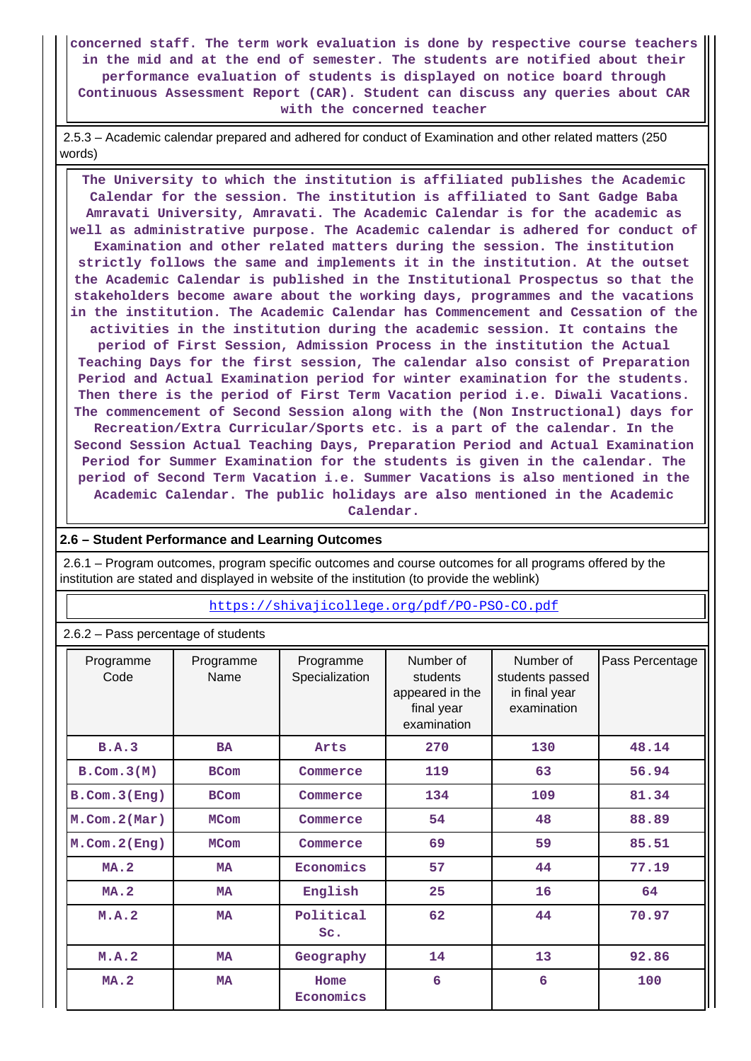**concerned staff. The term work evaluation is done by respective course teachers in the mid and at the end of semester. The students are notified about their performance evaluation of students is displayed on notice board through Continuous Assessment Report (CAR). Student can discuss any queries about CAR with the concerned teacher**

2.5.3 – Academic calendar prepared and adhered for conduct of Examination and other related matters (250 words)

**The University to which the institution is affiliated publishes the Academic Calendar for the session. The institution is affiliated to Sant Gadge Baba Amravati University, Amravati. The Academic Calendar is for the academic as well as administrative purpose. The Academic calendar is adhered for conduct of Examination and other related matters during the session. The institution strictly follows the same and implements it in the institution. At the outset the Academic Calendar is published in the Institutional Prospectus so that the stakeholders become aware about the working days, programmes and the vacations in the institution. The Academic Calendar has Commencement and Cessation of the activities in the institution during the academic session. It contains the period of First Session, Admission Process in the institution the Actual Teaching Days for the first session, The calendar also consist of Preparation Period and Actual Examination period for winter examination for the students. Then there is the period of First Term Vacation period i.e. Diwali Vacations. The commencement of Second Session along with the (Non Instructional) days for Recreation/Extra Curricular/Sports etc. is a part of the calendar. In the Second Session Actual Teaching Days, Preparation Period and Actual Examination Period for Summer Examination for the students is given in the calendar. The period of Second Term Vacation i.e. Summer Vacations is also mentioned in the Academic Calendar. The public holidays are also mentioned in the Academic Calendar.**

**2.6 – Student Performance and Learning Outcomes**

2.6.1 – Program outcomes, program specific outcomes and course outcomes for all programs offered by the institution are stated and displayed in website of the institution (to provide the weblink)

https://shivajicollege.org/pdf/PO-PSO-CO.pdf

2.6.2 – Pass percentage of students

| Programme Code | Programme Name | Programme Specialization | Number of students appeared in the final year examination | Number of students passed in final year examination | Pass Percentage |
|---|---|---|---|---|---|
| B.A.3 | BA | Arts | 270 | 130 | 48.14 |
| B.Com.3(M) | BCom | Commerce | 119 | 63 | 56.94 |
| B.Com.3(Eng) | BCom | Commerce | 134 | 109 | 81.34 |
| M.Com.2(Mar) | MCom | Commerce | 54 | 48 | 88.89 |
| M.Com.2(Eng) | MCom | Commerce | 69 | 59 | 85.51 |
| MA.2 | MA | Economics | 57 | 44 | 77.19 |
| MA.2 | MA | English | 25 | 16 | 64 |
| M.A.2 | MA | Political Sc. | 62 | 44 | 70.97 |
| M.A.2 | MA | Geography | 14 | 13 | 92.86 |
| MA.2 | MA | Home Economics | 6 | 6 | 100 |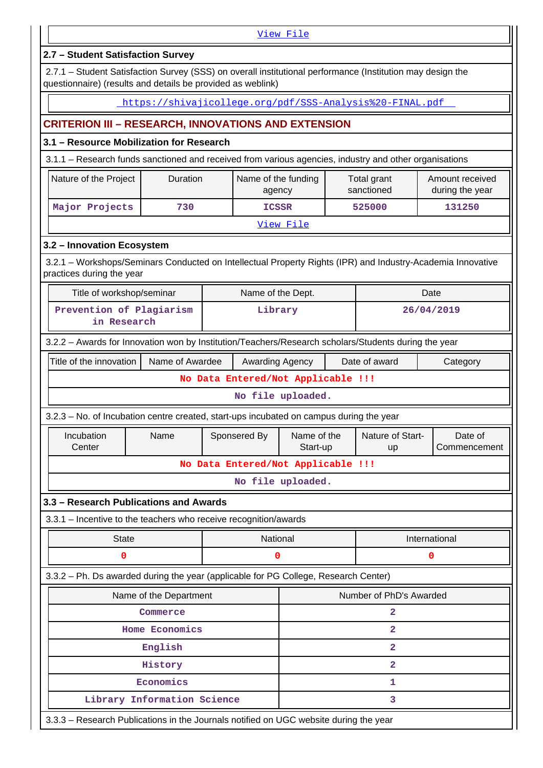[View File](#)

## 2.7 – Student Satisfaction Survey

2.7.1 – Student Satisfaction Survey (SSS) on overall institutional performance (Institution may design the questionnaire) (results and details be provided as weblink)

https://shivajicollege.org/pdf/SSS-Analysis%20-FINAL.pdf

# CRITERION III – RESEARCH, INNOVATIONS AND EXTENSION

## 3.1 – Resource Mobilization for Research

3.1.1 – Research funds sanctioned and received from various agencies, industry and other organisations

| Nature of the Project | Duration | Name of the funding agency | Total grant sanctioned | Amount received during the year |
|---|---|---|---|---|
| Major Projects | 730 | ICSSR | 525000 | 131250 |

[View File](#)

## 3.2 – Innovation Ecosystem

3.2.1 – Workshops/Seminars Conducted on Intellectual Property Rights (IPR) and Industry-Academia Innovative practices during the year

| Title of workshop/seminar | Name of the Dept. | Date |
|---|---|---|
| Prevention of Plagiarism in Research | Library | 26/04/2019 |

3.2.2 – Awards for Innovation won by Institution/Teachers/Research scholars/Students during the year

| Title of the innovation | Name of Awardee | Awarding Agency | Date of award | Category |
|---|---|---|---|---|
| No Data Entered/Not Applicable !!! | | | | |

No file uploaded.

3.2.3 – No. of Incubation centre created, start-ups incubated on campus during the year

| Incubation Center | Name | Sponsered By | Name of the Start-up | Nature of Start-up | Date of Commencement |
|---|---|---|---|---|---|
| No Data Entered/Not Applicable !!! | | | | | |

No file uploaded.

## 3.3 – Research Publications and Awards

3.3.1 – Incentive to the teachers who receive recognition/awards

| State | National | International |
|---|---|---|
| 0 | 0 | 0 |

3.3.2 – Ph. Ds awarded during the year (applicable for PG College, Research Center)

| Name of the Department | Number of PhD's Awarded |
|---|---|
| Commerce | 2 |
| Home Economics | 2 |
| English | 2 |
| History | 2 |
| Economics | 1 |
| Library Information Science | 3 |

3.3.3 – Research Publications in the Journals notified on UGC website during the year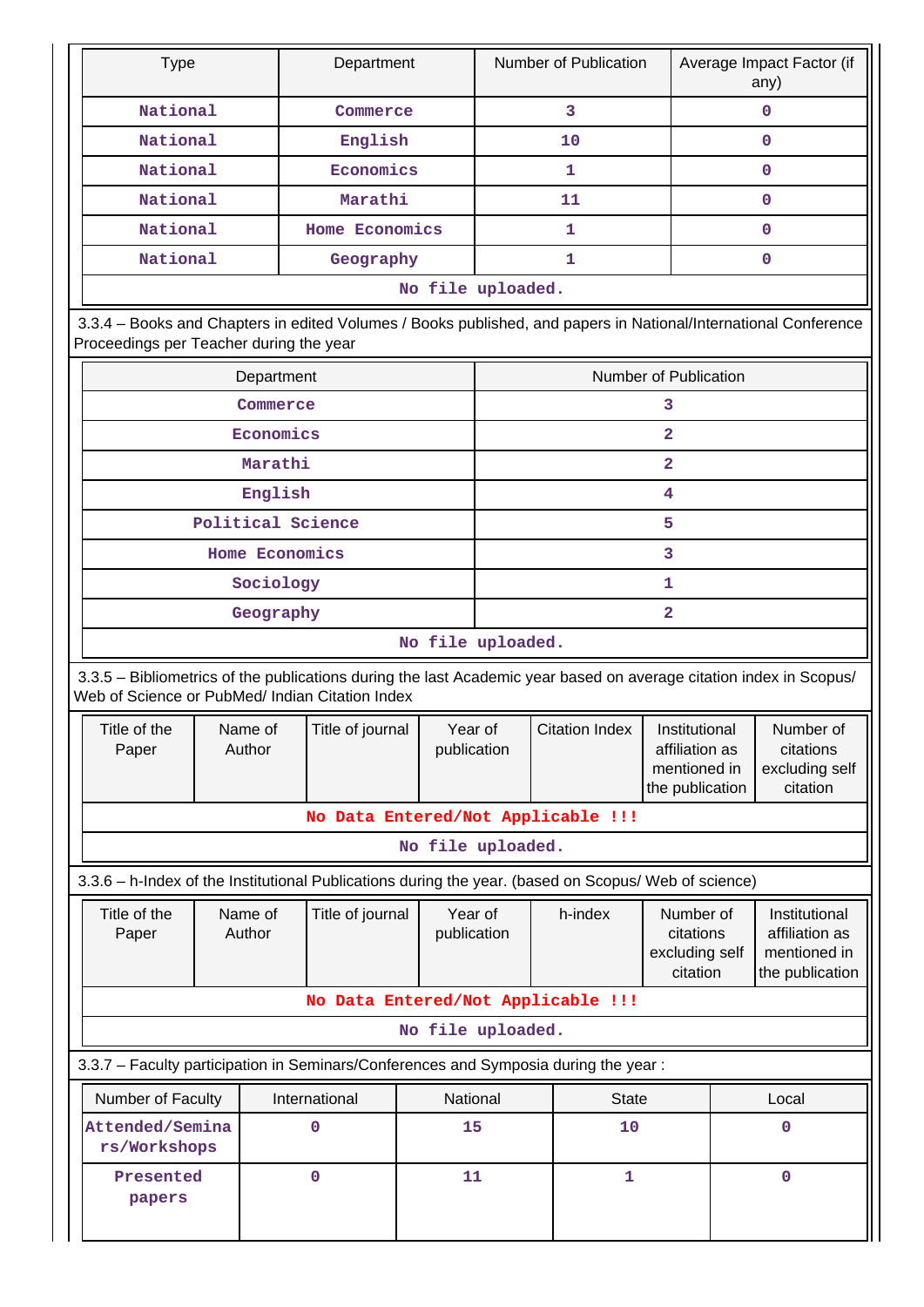| Type | Department | Number of Publication | Average Impact Factor (if any) |
|---|---|---|---|
| National | Commerce | 3 | 0 |
| National | English | 10 | 0 |
| National | Economics | 1 | 0 |
| National | Marathi | 11 | 0 |
| National | Home Economics | 1 | 0 |
| National | Geography | 1 | 0 |
| No file uploaded. | | | |

3.3.4 – Books and Chapters in edited Volumes / Books published, and papers in National/International Conference Proceedings per Teacher during the year

| Department | Number of Publication |
|---|---|
| Commerce | 3 |
| Economics | 2 |
| Marathi | 2 |
| English | 4 |
| Political Science | 5 |
| Home Economics | 3 |
| Sociology | 1 |
| Geography | 2 |
| No file uploaded. | |

3.3.5 – Bibliometrics of the publications during the last Academic year based on average citation index in Scopus/ Web of Science or PubMed/ Indian Citation Index

| Title of the Paper | Name of Author | Title of journal | Year of publication | Citation Index | Institutional affiliation as mentioned in the publication | Number of citations excluding self citation |
|---|---|---|---|---|---|---|
| No Data Entered/Not Applicable !!! | | | | | | |
| No file uploaded. | | | | | | |

3.3.6 – h-Index of the Institutional Publications during the year. (based on Scopus/ Web of science)

| Title of the Paper | Name of Author | Title of journal | Year of publication | h-index | Number of citations excluding self citation | Institutional affiliation as mentioned in the publication |
|---|---|---|---|---|---|---|
| No Data Entered/Not Applicable !!! | | | | | | |
| No file uploaded. | | | | | | |

3.3.7 – Faculty participation in Seminars/Conferences and Symposia during the year :

| Number of Faculty | International | National | State | Local |
|---|---|---|---|---|
| Attended/Seminars/Workshops | 0 | 15 | 10 | 0 |
| Presented papers | 0 | 11 | 1 | 0 |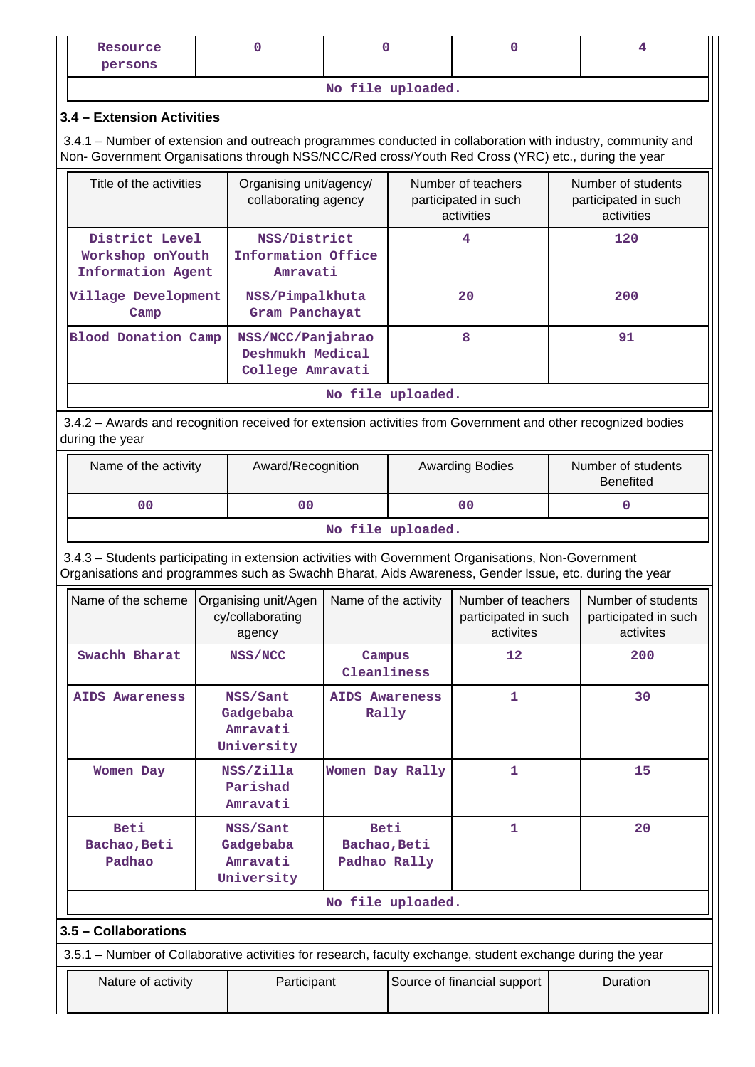| Resource persons | 0 | 0 | 0 | 4 |
|---|---|---|---|---|
| No file uploaded. | | | | |

### 3.4 – Extension Activities

3.4.1 – Number of extension and outreach programmes conducted in collaboration with industry, community and Non- Government Organisations through NSS/NCC/Red cross/Youth Red Cross (YRC) etc., during the year

| Title of the activities | Organising unit/agency/ collaborating agency | Number of teachers participated in such activities | Number of students participated in such activities |
|---|---|---|---|
| District Level Workshop onYouth Information Agent | NSS/District Information Office Amravati | 4 | 120 |
| Village Development Camp | NSS/Pimpalkhuta Gram Panchayat | 20 | 200 |
| Blood Donation Camp | NSS/NCC/Panjabrao Deshmukh Medical College Amravati | 8 | 91 |
| No file uploaded. | | | |

3.4.2 – Awards and recognition received for extension activities from Government and other recognized bodies during the year

| Name of the activity | Award/Recognition | Awarding Bodies | Number of students Benefited |
|---|---|---|---|
| 00 | 00 | 00 | 0 |
| No file uploaded. | | | |

3.4.3 – Students participating in extension activities with Government Organisations, Non-Government Organisations and programmes such as Swachh Bharat, Aids Awareness, Gender Issue, etc. during the year

| Name of the scheme | Organising unit/Agency/collaborating agency | Name of the activity | Number of teachers participated in such activites | Number of students participated in such activites |
|---|---|---|---|---|
| Swachh Bharat | NSS/NCC | Campus Cleanliness | 12 | 200 |
| AIDS Awareness | NSS/Sant Gadgebaba Amravati University | AIDS Awareness Rally | 1 | 30 |
| Women Day | NSS/Zilla Parishad Amravati | Women Day Rally | 1 | 15 |
| Beti Bachao,Beti Padhao | NSS/Sant Gadgebaba Amravati University | Beti Bachao,Beti Padhao Rally | 1 | 20 |
| No file uploaded. | | | | |

### 3.5 – Collaborations

3.5.1 – Number of Collaborative activities for research, faculty exchange, student exchange during the year

| Nature of activity | Participant | Source of financial support | Duration |
|---|---|---|---|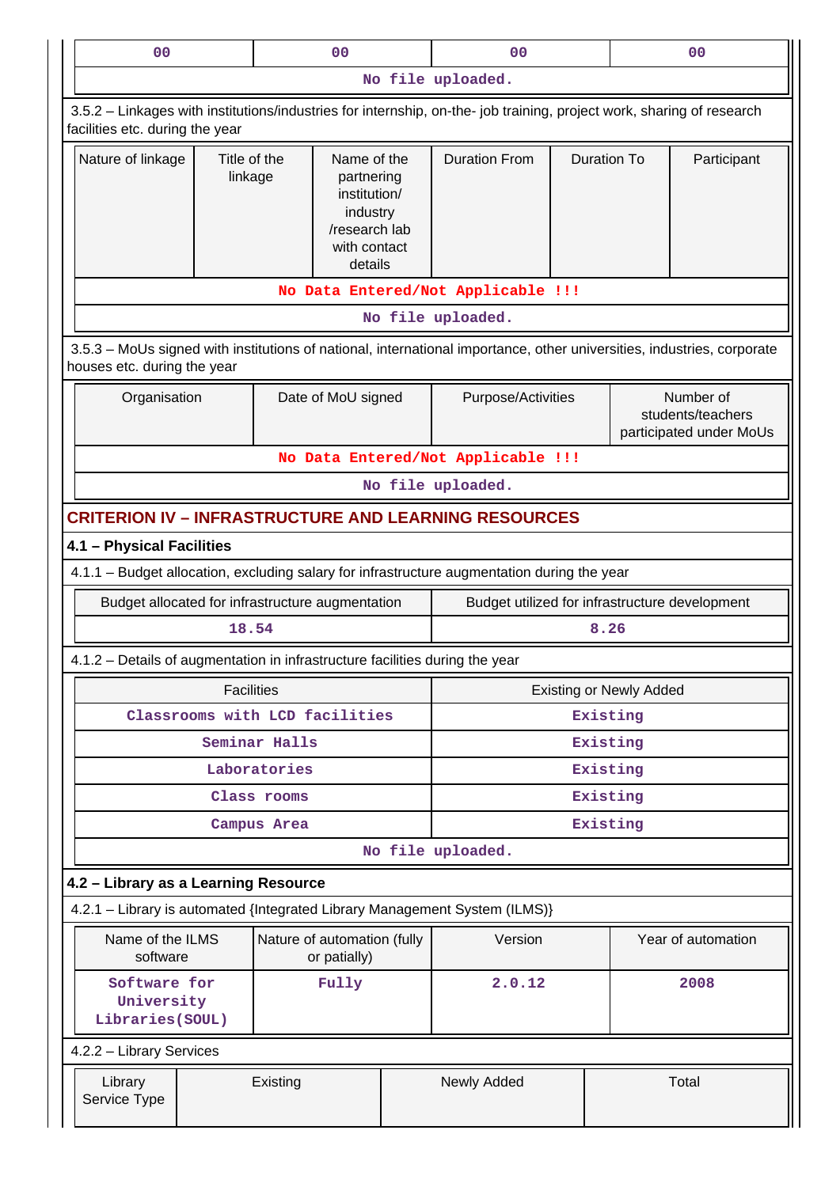| 00 | 00 | 00 | 00 |
|---|---|---|---|
| No file uploaded. | | | |

3.5.2 – Linkages with institutions/industries for internship, on-the- job training, project work, sharing of research facilities etc. during the year

| Nature of linkage | Title of the linkage | Name of the partnering institution/ industry /research lab with contact details | Duration From | Duration To | Participant |
|---|---|---|---|---|---|
| No Data Entered/Not Applicable !!! | | | | | |
| No file uploaded. | | | | | |

3.5.3 – MoUs signed with institutions of national, international importance, other universities, industries, corporate houses etc. during the year

| Organisation | Date of MoU signed | Purpose/Activities | Number of students/teachers participated under MoUs |
|---|---|---|---|
| No Data Entered/Not Applicable !!! | | | |
| No file uploaded. | | | |

## CRITERION IV – INFRASTRUCTURE AND LEARNING RESOURCES

### 4.1 – Physical Facilities

4.1.1 – Budget allocation, excluding salary for infrastructure augmentation during the year

| Budget allocated for infrastructure augmentation | Budget utilized for infrastructure development |
|---|---|
| 18.54 | 8.26 |

4.1.2 – Details of augmentation in infrastructure facilities during the year

| Facilities | Existing or Newly Added |
|---|---|
| Classrooms with LCD facilities | Existing |
| Seminar Halls | Existing |
| Laboratories | Existing |
| Class rooms | Existing |
| Campus Area | Existing |
| No file uploaded. | |

### 4.2 – Library as a Learning Resource

4.2.1 – Library is automated {Integrated Library Management System (ILMS)}

| Name of the ILMS software | Nature of automation (fully or patially) | Version | Year of automation |
|---|---|---|---|
| Software for University Libraries(SOUL) | Fully | 2.0.12 | 2008 |

4.2.2 – Library Services

| Library Service Type | Existing | Newly Added | Total |
|---|---|---|---|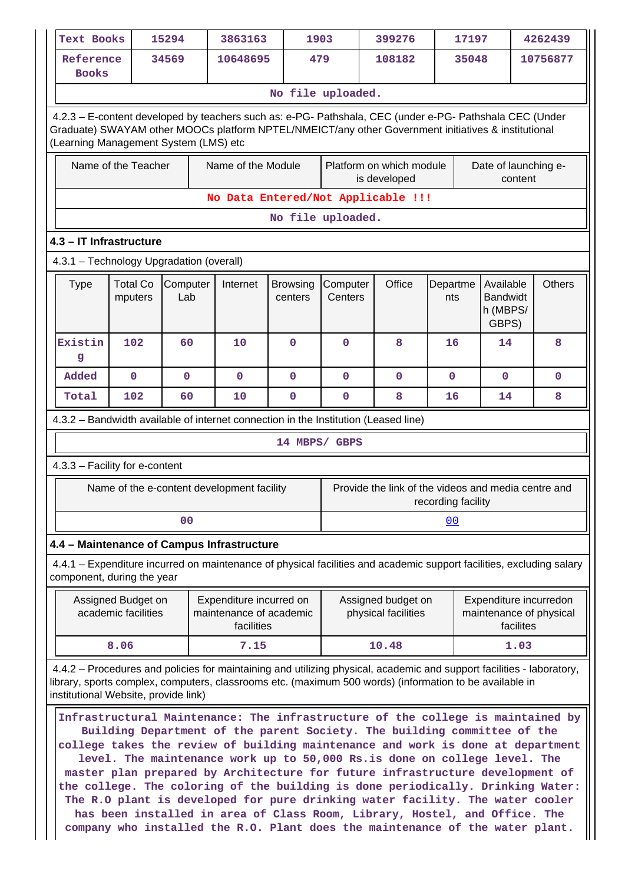| Text Books | 15294 | 3863163 | 1903 | 399276 | 17197 | 4262439 |
|---|---|---|---|---|---|---|
| Reference Books | 34569 | 10648695 | 479 | 108182 | 35048 | 10756877 |

No file uploaded.

4.2.3 – E-content developed by teachers such as: e-PG- Pathshala, CEC (under e-PG- Pathshala CEC (Under Graduate) SWAYAM other MOOCs platform NPTEL/NMEICT/any other Government initiatives & institutional (Learning Management System (LMS) etc

| Name of the Teacher | Name of the Module | Platform on which module is developed | Date of launching e-content |
|---|---|---|---|
| No Data Entered/Not Applicable !!! | | | |

No file uploaded.

### 4.3 – IT Infrastructure

4.3.1 – Technology Upgradation (overall)

| Type | Total Computers | Computer Lab | Internet | Browsing centers | Computer Centers | Office | Departments | Available Bandwidth (MBPS/ GBPS) | Others |
|---|---|---|---|---|---|---|---|---|---|
| Existing | 102 | 60 | 10 | 0 | 0 | 8 | 16 | 14 | 8 |
| Added | 0 | 0 | 0 | 0 | 0 | 0 | 0 | 0 | 0 |
| Total | 102 | 60 | 10 | 0 | 0 | 8 | 16 | 14 | 8 |

4.3.2 – Bandwidth available of internet connection in the Institution (Leased line)

14 MBPS/ GBPS

4.3.3 – Facility for e-content

| Name of the e-content development facility | Provide the link of the videos and media centre and recording facility |
|---|---|
| 00 | 00 |

### 4.4 – Maintenance of Campus Infrastructure

4.4.1 – Expenditure incurred on maintenance of physical facilities and academic support facilities, excluding salary component, during the year

| Assigned Budget on academic facilities | Expenditure incurred on maintenance of academic facilities | Assigned budget on physical facilities | Expenditure incurredon maintenance of physical facilites |
|---|---|---|---|
| 8.06 | 7.15 | 10.48 | 1.03 |

4.4.2 – Procedures and policies for maintaining and utilizing physical, academic and support facilities - laboratory, library, sports complex, computers, classrooms etc. (maximum 500 words) (information to be available in institutional Website, provide link)

Infrastructural Maintenance: The infrastructure of the college is maintained by Building Department of the parent Society. The building committee of the college takes the review of building maintenance and work is done at department level. The maintenance work up to 50,000 Rs.is done on college level. The master plan prepared by Architecture for future infrastructure development of the college. The coloring of the building is done periodically. Drinking Water: The R.O plant is developed for pure drinking water facility. The water cooler has been installed in area of Class Room, Library, Hostel, and Office. The company who installed the R.O. Plant does the maintenance of the water plant.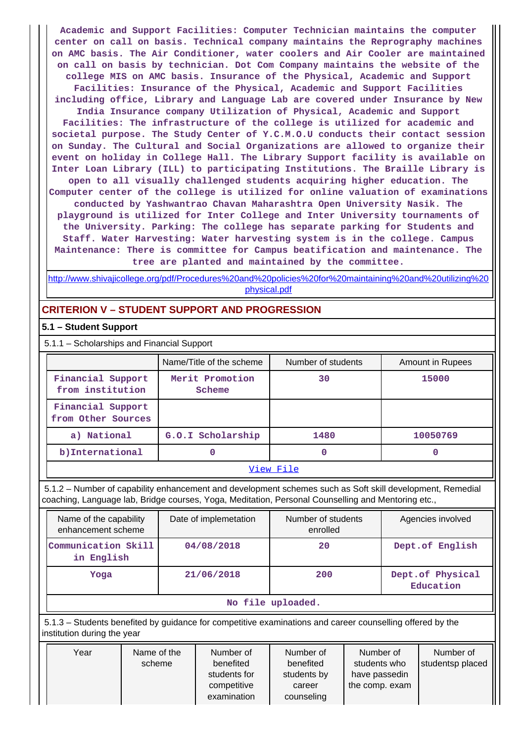**Academic and Support Facilities: Computer Technician maintains the computer center on call on basis. Technical company maintains the Reprography machines on AMC basis. The Air Conditioner, water coolers and Air Cooler are maintained on call on basis by technician. Dot Com Company maintains the website of the college MIS on AMC basis. Insurance of the Physical, Academic and Support Facilities: Insurance of the Physical, Academic and Support Facilities including office, Library and Language Lab are covered under Insurance by New India Insurance company Utilization of Physical, Academic and Support Facilities: The infrastructure of the college is utilized for academic and societal purpose. The Study Center of Y.C.M.O.U conducts their contact session on Sunday. The Cultural and Social Organizations are allowed to organize their event on holiday in College Hall. The Library Support facility is available on Inter Loan Library (ILL) to participating Institutions. The Braille Library is open to all visually challenged students acquiring higher education. The Computer center of the college is utilized for online valuation of examinations conducted by Yashwantrao Chavan Maharashtra Open University Nasik. The playground is utilized for Inter College and Inter University tournaments of the University. Parking: The college has separate parking for Students and Staff. Water Harvesting: Water harvesting system is in the college. Campus Maintenance: There is committee for Campus beatification and maintenance. The tree are planted and maintained by the committee.**

http://www.shivajicollege.org/pdf/Procedures%20and%20policies%20for%20maintaining%20and%20utilizing%20physical.pdf

## CRITERION V – STUDENT SUPPORT AND PROGRESSION

### 5.1 – Student Support

5.1.1 – Scholarships and Financial Support

| | Name/Title of the scheme | Number of students | Amount in Rupees |
|---|---|---|---|
| Financial Support from institution | Merit Promotion Scheme | 30 | 15000 |
| Financial Support from Other Sources | | | |
| a) National | G.O.I Scholarship | 1480 | 10050769 |
| b)International | 0 | 0 | 0 |
| View File | | | |

5.1.2 – Number of capability enhancement and development schemes such as Soft skill development, Remedial coaching, Language lab, Bridge courses, Yoga, Meditation, Personal Counselling and Mentoring etc.,

| Name of the capability enhancement scheme | Date of implemetation | Number of students enrolled | Agencies involved |
|---|---|---|---|
| Communication Skill in English | 04/08/2018 | 20 | Dept.of English |
| Yoga | 21/06/2018 | 200 | Dept.of Physical Education |
| No file uploaded. | | | |

5.1.3 – Students benefited by guidance for competitive examinations and career counselling offered by the institution during the year

| Year | Name of the scheme | Number of benefited students for competitive examination | Number of benefited students by career counseling | Number of students who have passedin the comp. exam | Number of studentsp placed |
|---|---|---|---|---|---|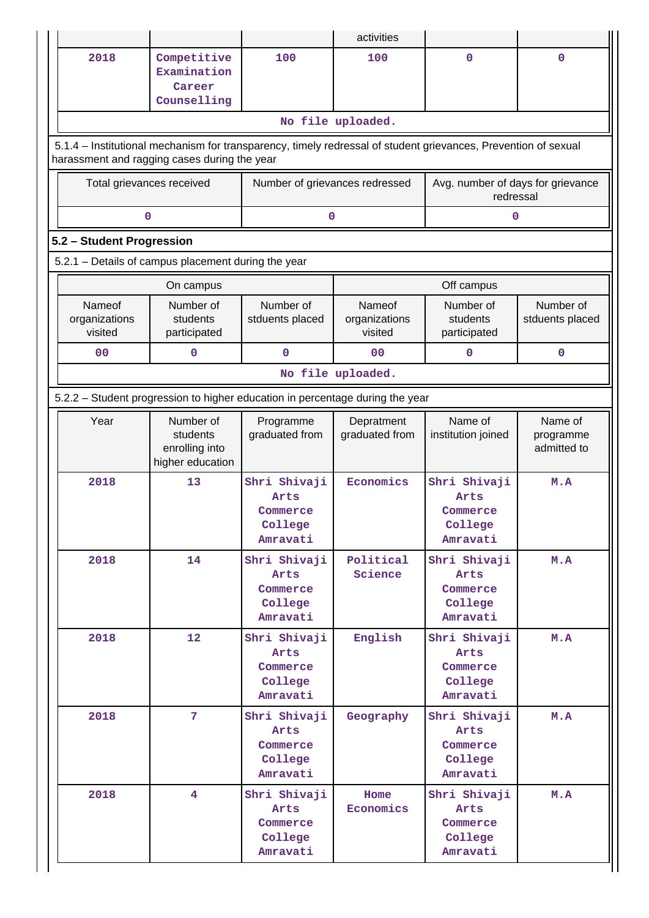| | | | activities | | |
|---|---|---|---|---|---|
| 2018 | Competitive Examination Career Counselling | 100 | 100 | 0 | 0 |
| No file uploaded. | | | | | |

5.1.4 – Institutional mechanism for transparency, timely redressal of student grievances, Prevention of sexual harassment and ragging cases during the year

| Total grievances received | Number of grievances redressed | Avg. number of days for grievance redressal |
|---|---|---|
| 0 | 0 | 0 |

## 5.2 – Student Progression

5.2.1 – Details of campus placement during the year

| On campus | | | Off campus | | |
|---|---|---|---|---|---|
| Nameof organizations visited | Number of students participated | Number of stduents placed | Nameof organizations visited | Number of students participated | Number of stduents placed |
| 00 | 0 | 0 | 00 | 0 | 0 |
| No file uploaded. | | | | | |

5.2.2 – Student progression to higher education in percentage during the year

| Year | Number of students enrolling into higher education | Programme graduated from | Depratment graduated from | Name of institution joined | Name of programme admitted to |
|---|---|---|---|---|---|
| 2018 | 13 | Shri Shivaji Arts Commerce College Amravati | Economics | Shri Shivaji Arts Commerce College Amravati | M.A |
| 2018 | 14 | Shri Shivaji Arts Commerce College Amravati | Political Science | Shri Shivaji Arts Commerce College Amravati | M.A |
| 2018 | 12 | Shri Shivaji Arts Commerce College Amravati | English | Shri Shivaji Arts Commerce College Amravati | M.A |
| 2018 | 7 | Shri Shivaji Arts Commerce College Amravati | Geography | Shri Shivaji Arts Commerce College Amravati | M.A |
| 2018 | 4 | Shri Shivaji Arts Commerce College Amravati | Home Economics | Shri Shivaji Arts Commerce College Amravati | M.A |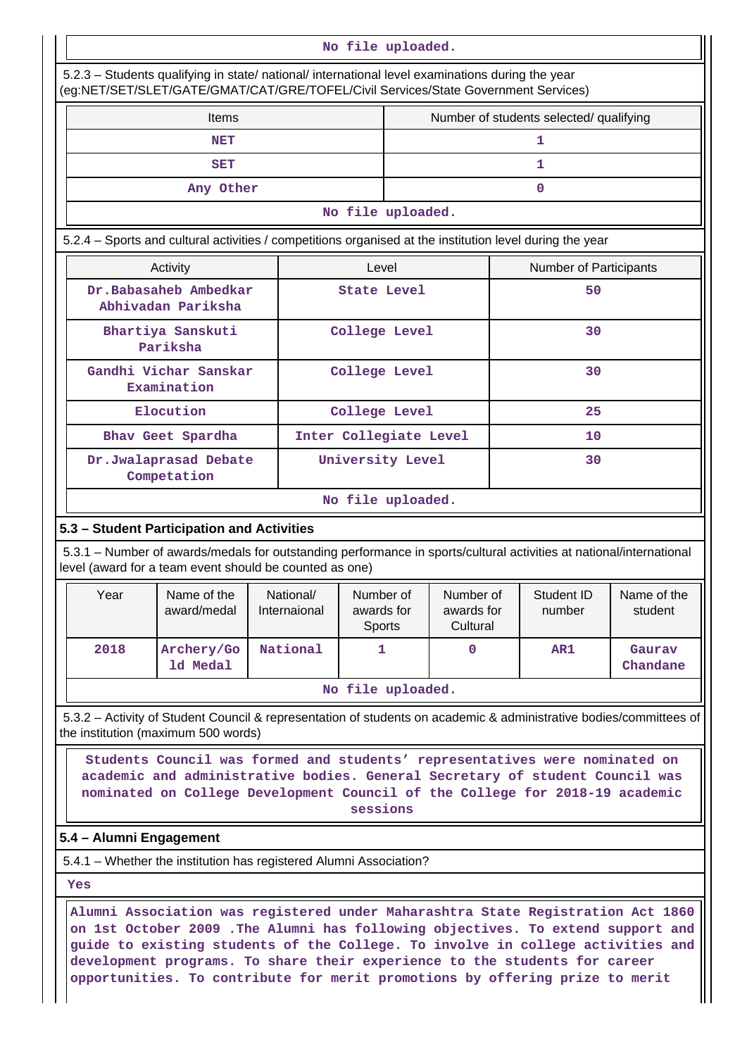No file uploaded.

5.2.3 – Students qualifying in state/ national/ international level examinations during the year (eg:NET/SET/SLET/GATE/GMAT/CAT/GRE/TOFEL/Civil Services/State Government Services)

| Items | Number of students selected/ qualifying |
|---|---|
| NET | 1 |
| SET | 1 |
| Any Other | 0 |

No file uploaded.

5.2.4 – Sports and cultural activities / competitions organised at the institution level during the year

| Activity | Level | Number of Participants |
|---|---|---|
| Dr.Babasaheb Ambedkar Abhivadan Pariksha | State Level | 50 |
| Bhartiya Sanskuti Pariksha | College Level | 30 |
| Gandhi Vichar Sanskar Examination | College Level | 30 |
| Elocution | College Level | 25 |
| Bhav Geet Spardha | Inter Collegiate Level | 10 |
| Dr.Jwalaprasad Debate Competation | University Level | 30 |

No file uploaded.

## 5.3 – Student Participation and Activities

5.3.1 – Number of awards/medals for outstanding performance in sports/cultural activities at national/international level (award for a team event should be counted as one)

| Year | Name of the award/medal | National/ Internaional | Number of awards for Sports | Number of awards for Cultural | Student ID number | Name of the student |
|---|---|---|---|---|---|---|
| 2018 | Archery/Gold Medal | National | 1 | 0 | AR1 | Gaurav Chandane |

No file uploaded.

5.3.2 – Activity of Student Council & representation of students on academic & administrative bodies/committees of the institution (maximum 500 words)

Students Council was formed and students' representatives were nominated on academic and administrative bodies. General Secretary of student Council was nominated on College Development Council of the College for 2018-19 academic sessions

## 5.4 – Alumni Engagement

5.4.1 – Whether the institution has registered Alumni Association?

Yes

Alumni Association was registered under Maharashtra State Registration Act 1860 on 1st October 2009 .The Alumni has following objectives. To extend support and guide to existing students of the College. To involve in college activities and development programs. To share their experience to the students for career opportunities. To contribute for merit promotions by offering prize to merit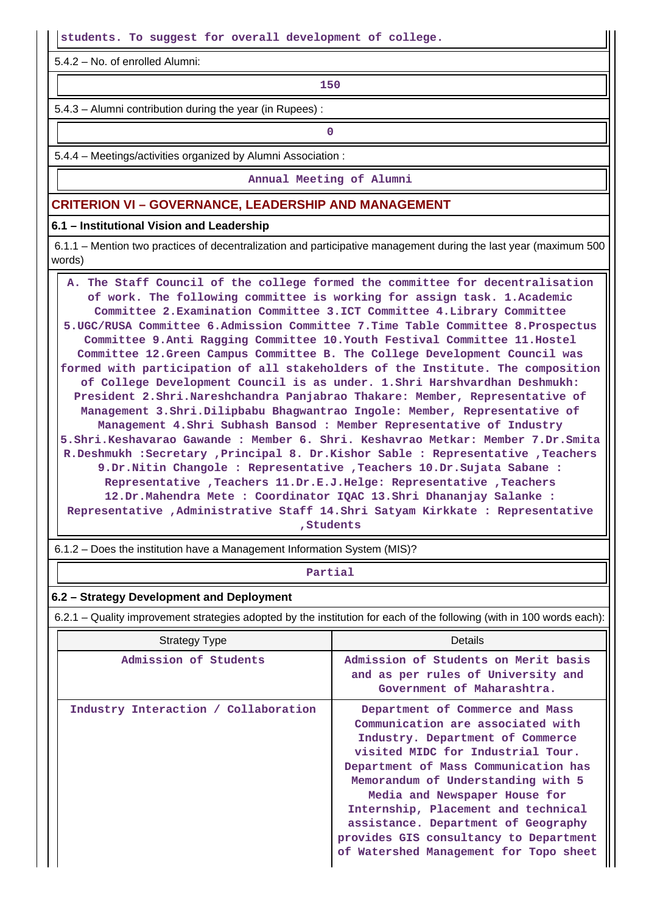students. To suggest for overall development of college.

5.4.2 – No. of enrolled Alumni:

150

5.4.3 – Alumni contribution during the year (in Rupees) :

0

5.4.4 – Meetings/activities organized by Alumni Association :

Annual Meeting of Alumni

## CRITERION VI – GOVERNANCE, LEADERSHIP AND MANAGEMENT

### 6.1 – Institutional Vision and Leadership

6.1.1 – Mention two practices of decentralization and participative management during the last year (maximum 500 words)

A. The Staff Council of the college formed the committee for decentralisation of work. The following committee is working for assign task. 1.Academic Committee 2.Examination Committee 3.ICT Committee 4.Library Committee 5.UGC/RUSA Committee 6.Admission Committee 7.Time Table Committee 8.Prospectus Committee 9.Anti Ragging Committee 10.Youth Festival Committee 11.Hostel Committee 12.Green Campus Committee B. The College Development Council was formed with participation of all stakeholders of the Institute. The composition of College Development Council is as under. 1.Shri Harshvardhan Deshmukh: President 2.Shri.Nareshchandra Panjabrao Thakare: Member, Representative of Management 3.Shri.Dilipbabu Bhagwantrao Ingole: Member, Representative of Management 4.Shri Subhash Bansod : Member Representative of Industry 5.Shri.Keshavarao Gawande : Member 6. Shri. Keshavrao Metkar: Member 7.Dr.Smita R.Deshmukh :Secretary ,Principal 8. Dr.Kishor Sable : Representative ,Teachers 9.Dr.Nitin Changole : Representative ,Teachers 10.Dr.Sujata Sabane : Representative ,Teachers 11.Dr.E.J.Helge: Representative ,Teachers 12.Dr.Mahendra Mete : Coordinator IQAC 13.Shri Dhananjay Salanke : Representative ,Administrative Staff 14.Shri Satyam Kirkkate : Representative ,Students

6.1.2 – Does the institution have a Management Information System (MIS)?

Partial

### 6.2 – Strategy Development and Deployment

6.2.1 – Quality improvement strategies adopted by the institution for each of the following (with in 100 words each):

| Strategy Type | Details |
|---|---|
| Admission of Students | Admission of Students on Merit basis and as per rules of University and Government of Maharashtra. |
| Industry Interaction / Collaboration | Department of Commerce and Mass Communication are associated with Industry. Department of Commerce visited MIDC for Industrial Tour. Department of Mass Communication has Memorandum of Understanding with 5 Media and Newspaper House for Internship, Placement and technical assistance. Department of Geography provides GIS consultancy to Department of Watershed Management for Topo sheet |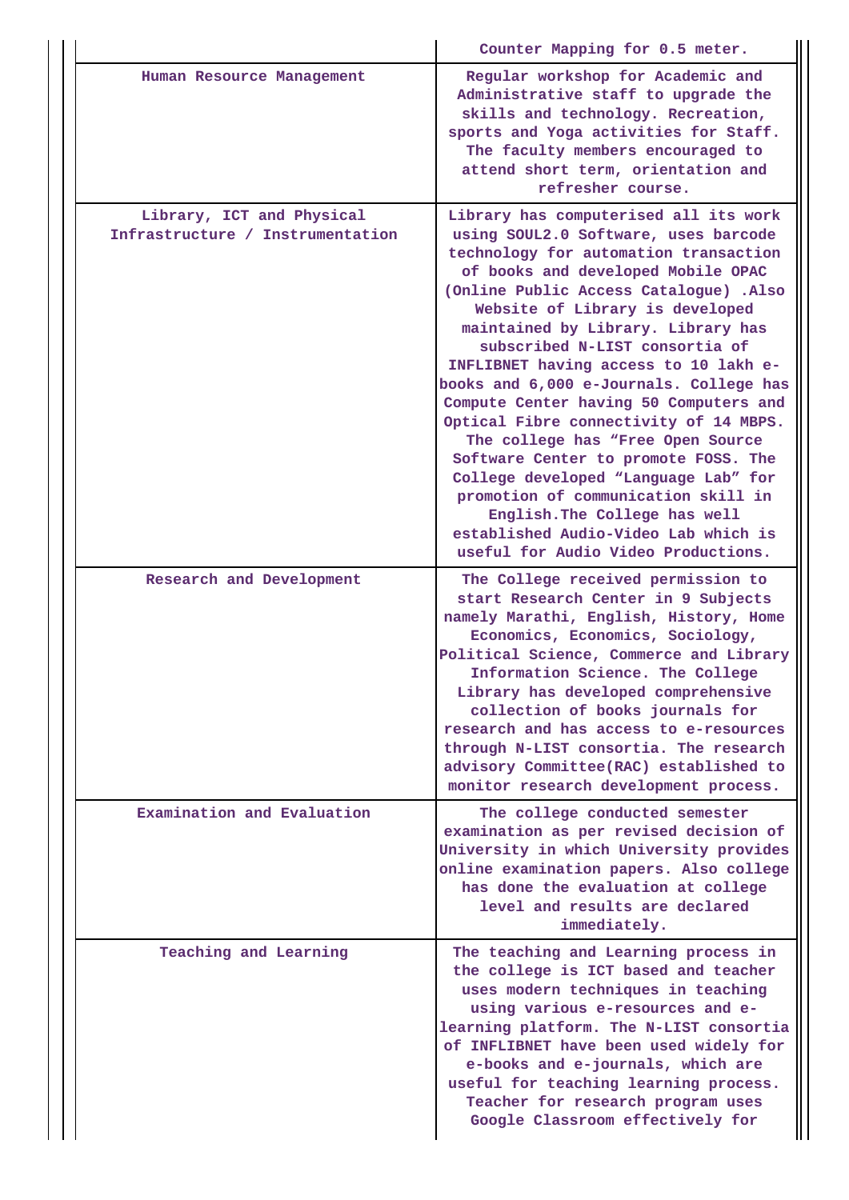| | |
|---|---|
| | Counter Mapping for 0.5 meter. |
| Human Resource Management | Regular workshop for Academic and Administrative staff to upgrade the skills and technology. Recreation, sports and Yoga activities for Staff. The faculty members encouraged to attend short term, orientation and refresher course. |
| Library, ICT and Physical Infrastructure / Instrumentation | Library has computerised all its work using SOUL2.0 Software, uses barcode technology for automation transaction of books and developed Mobile OPAC (Online Public Access Catalogue) .Also Website of Library is developed maintained by Library. Library has subscribed N-LIST consortia of INFLIBNET having access to 10 lakh e-books and 6,000 e-Journals. College has Compute Center having 50 Computers and Optical Fibre connectivity of 14 MBPS. The college has “Free Open Source Software Center to promote FOSS. The College developed “Language Lab” for promotion of communication skill in English.The College has well established Audio-Video Lab which is useful for Audio Video Productions. |
| Research and Development | The College received permission to start Research Center in 9 Subjects namely Marathi, English, History, Home Economics, Economics, Sociology, Political Science, Commerce and Library Information Science. The College Library has developed comprehensive collection of books journals for research and has access to e-resources through N-LIST consortia. The research advisory Committee(RAC) established to monitor research development process. |
| Examination and Evaluation | The college conducted semester examination as per revised decision of University in which University provides online examination papers. Also college has done the evaluation at college level and results are declared immediately. |
| Teaching and Learning | The teaching and Learning process in the college is ICT based and teacher uses modern techniques in teaching using various e-resources and e-learning platform. The N-LIST consortia of INFLIBNET have been used widely for e-books and e-journals, which are useful for teaching learning process. Teacher for research program uses Google Classroom effectively for |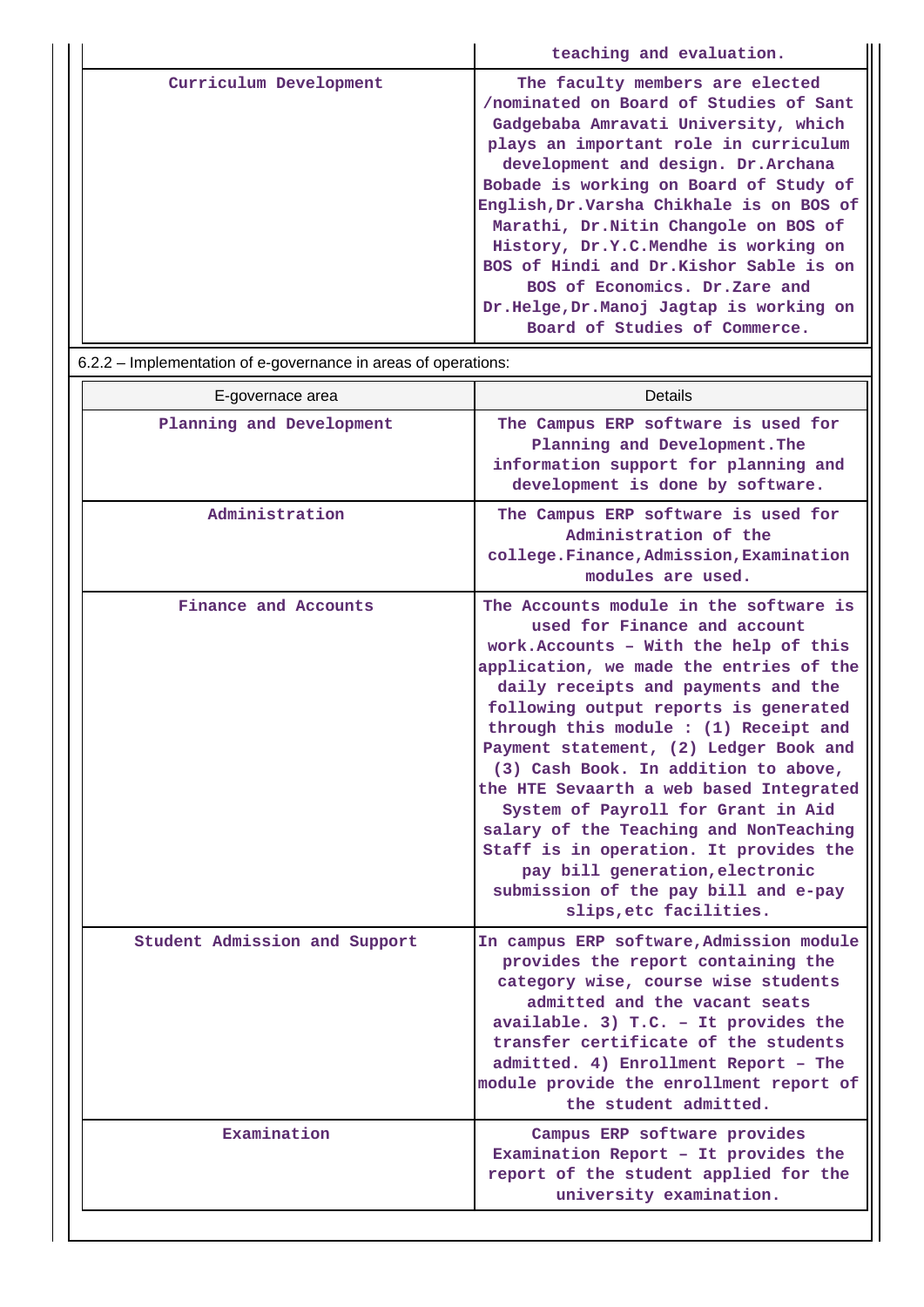| | |
|---|---|
| | teaching and evaluation. |
| Curriculum Development | The faculty members are elected /nominated on Board of Studies of Sant Gadgebaba Amravati University, which plays an important role in curriculum development and design. Dr.Archana Bobade is working on Board of Study of English,Dr.Varsha Chikhale is on BOS of Marathi, Dr.Nitin Changole on BOS of History, Dr.Y.C.Mendhe is working on BOS of Hindi and Dr.Kishor Sable is on BOS of Economics. Dr.Zare and Dr.Helge,Dr.Manoj Jagtap is working on Board of Studies of Commerce. |

6.2.2 – Implementation of e-governance in areas of operations:

| E-governace area | Details |
|---|---|
| Planning and Development | The Campus ERP software is used for Planning and Development.The information support for planning and development is done by software. |
| Administration | The Campus ERP software is used for Administration of the college.Finance,Admission,Examination modules are used. |
| Finance and Accounts | The Accounts module in the software is used for Finance and account work.Accounts – With the help of this application, we made the entries of the daily receipts and payments and the following output reports is generated through this module : (1) Receipt and Payment statement, (2) Ledger Book and (3) Cash Book. In addition to above, the HTE Sevaarth a web based Integrated System of Payroll for Grant in Aid salary of the Teaching and NonTeaching Staff is in operation. It provides the pay bill generation,electronic submission of the pay bill and e-pay slips,etc facilities. |
| Student Admission and Support | In campus ERP software,Admission module provides the report containing the category wise, course wise students admitted and the vacant seats available. 3) T.C. – It provides the transfer certificate of the students admitted. 4) Enrollment Report – The module provide the enrollment report of the student admitted. |
| Examination | Campus ERP software provides Examination Report – It provides the report of the student applied for the university examination. |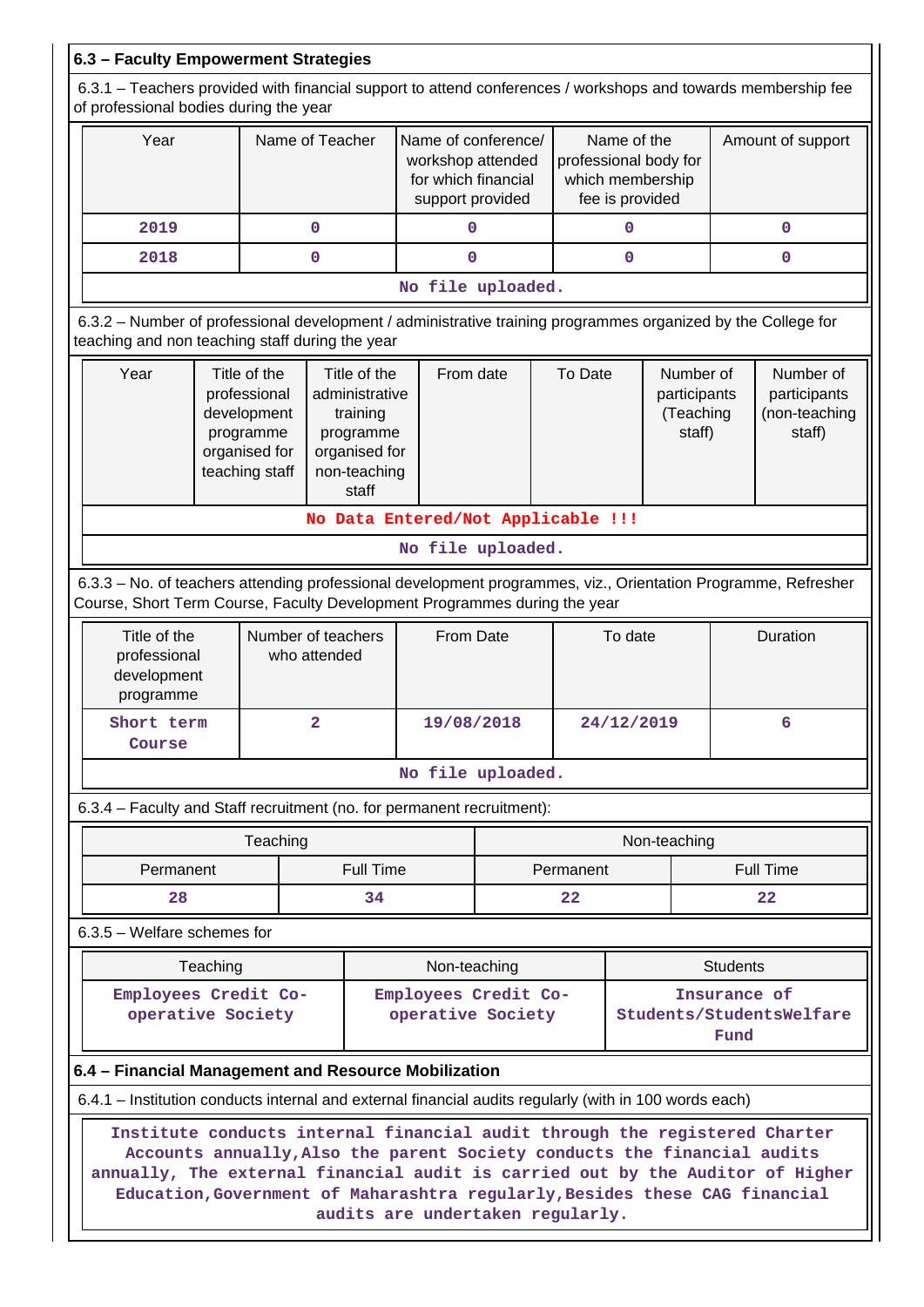### 6.3 – Faculty Empowerment Strategies

6.3.1 – Teachers provided with financial support to attend conferences / workshops and towards membership fee of professional bodies during the year

| Year | Name of Teacher | Name of conference/ workshop attended for which financial support provided | Name of the professional body for which membership fee is provided | Amount of support |
|---|---|---|---|---|
| 2019 | 0 | 0 | 0 | 0 |
| 2018 | 0 | 0 | 0 | 0 |
| No file uploaded. | | | | |

6.3.2 – Number of professional development / administrative training programmes organized by the College for teaching and non teaching staff during the year

| Year | Title of the professional development programme organised for teaching staff | Title of the administrative training programme organised for non-teaching staff | From date | To Date | Number of participants (Teaching staff) | Number of participants (non-teaching staff) |
|---|---|---|---|---|---|---|
| No Data Entered/Not Applicable !!! | | | | | | |
| No file uploaded. | | | | | | |

6.3.3 – No. of teachers attending professional development programmes, viz., Orientation Programme, Refresher Course, Short Term Course, Faculty Development Programmes during the year

| Title of the professional development programme | Number of teachers who attended | From Date | To date | Duration |
|---|---|---|---|---|
| Short term Course | 2 | 19/08/2018 | 24/12/2019 | 6 |
| No file uploaded. | | | | |

6.3.4 – Faculty and Staff recruitment (no. for permanent recruitment):

| Teaching | | Non-teaching | |
|---|---|---|---|
| Permanent | Full Time | Permanent | Full Time |
| 28 | 34 | 22 | 22 |

6.3.5 – Welfare schemes for

| Teaching | Non-teaching | Students |
|---|---|---|
| Employees Credit Co-operative Society | Employees Credit Co-operative Society | Insurance of Students/StudentsWelfare Fund |

### 6.4 – Financial Management and Resource Mobilization

6.4.1 – Institution conducts internal and external financial audits regularly (with in 100 words each)

Institute conducts internal financial audit through the registered Charter Accounts annually,Also the parent Society conducts the financial audits annually, The external financial audit is carried out by the Auditor of Higher Education,Government of Maharashtra regularly,Besides these CAG financial audits are undertaken regularly.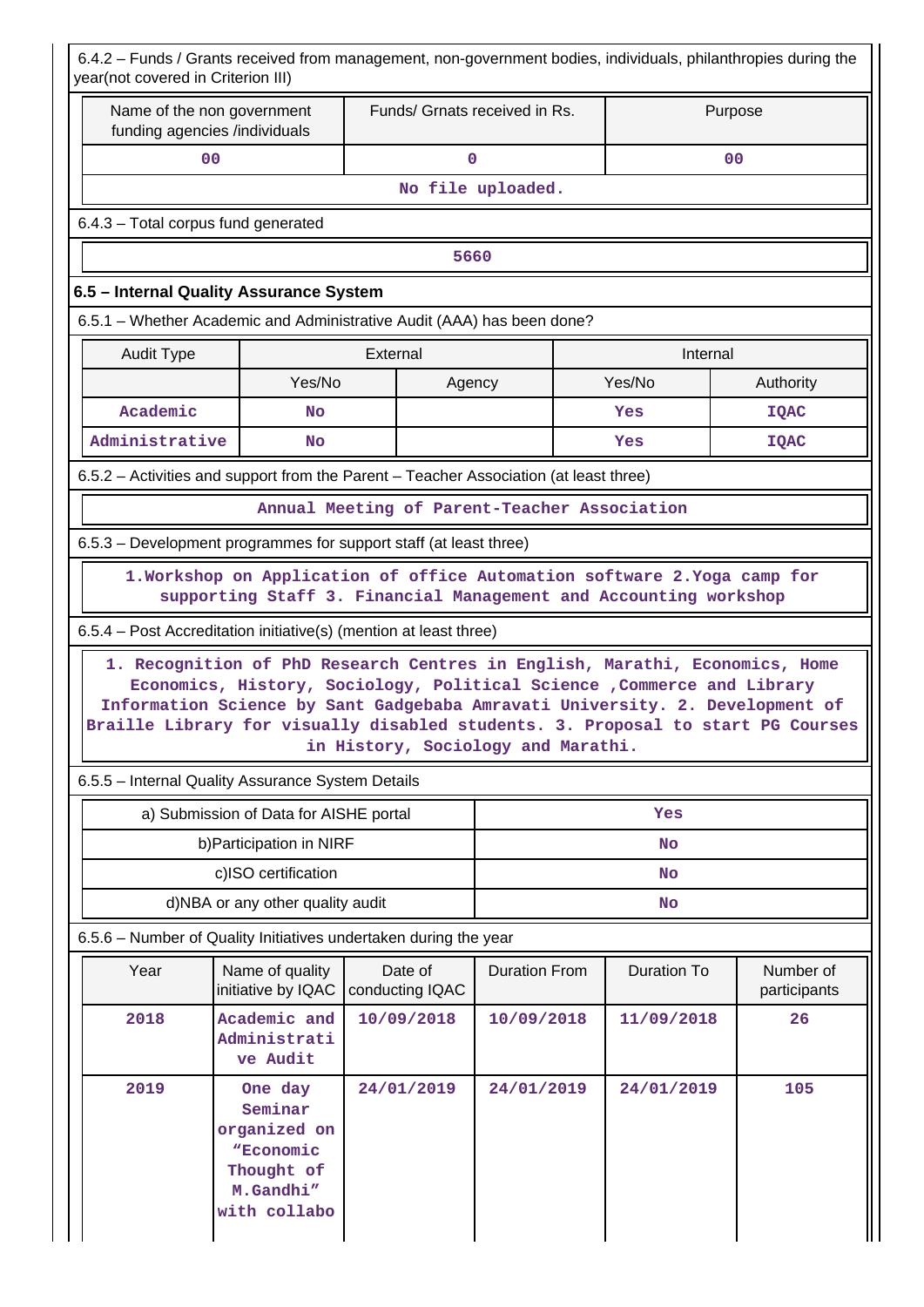6.4.2 – Funds / Grants received from management, non-government bodies, individuals, philanthropies during the year(not covered in Criterion III)

| Name of the non government funding agencies /individuals | Funds/ Grnats received in Rs. | Purpose |
|---|---|---|
| 00 | 0 | 00 |
| No file uploaded. | | |

6.4.3 – Total corpus fund generated

| 5660 |
|---|

### 6.5 – Internal Quality Assurance System

6.5.1 – Whether Academic and Administrative Audit (AAA) has been done?

| Audit Type | External | | Internal | |
|---|---|---|---|---|
| | Yes/No | Agency | Yes/No | Authority |
| Academic | No | | Yes | IQAC |
| Administrative | No | | Yes | IQAC |

6.5.2 – Activities and support from the Parent – Teacher Association (at least three)

| Annual Meeting of Parent-Teacher Association |
|---|

6.5.3 – Development programmes for support staff (at least three)

| 1.Workshop on Application of office Automation software 2.Yoga camp for supporting Staff 3. Financial Management and Accounting workshop |
|---|

6.5.4 – Post Accreditation initiative(s) (mention at least three)

| 1. Recognition of PhD Research Centres in English, Marathi, Economics, Home Economics, History, Sociology, Political Science ,Commerce and Library Information Science by Sant Gadgebaba Amravati University. 2. Development of Braille Library for visually disabled students. 3. Proposal to start PG Courses in History, Sociology and Marathi. |
|---|

6.5.5 – Internal Quality Assurance System Details

| a) Submission of Data for AISHE portal | Yes |
|---|---|
| b)Participation in NIRF | No |
| c)ISO certification | No |
| d)NBA or any other quality audit | No |

6.5.6 – Number of Quality Initiatives undertaken during the year

| Year | Name of quality initiative by IQAC | Date of conducting IQAC | Duration From | Duration To | Number of participants |
|---|---|---|---|---|---|
| 2018 | Academic and Administrative Audit | 10/09/2018 | 10/09/2018 | 11/09/2018 | 26 |
| 2019 | One day Seminar organized on “Economic Thought of M.Gandhi” with collabo | 24/01/2019 | 24/01/2019 | 24/01/2019 | 105 |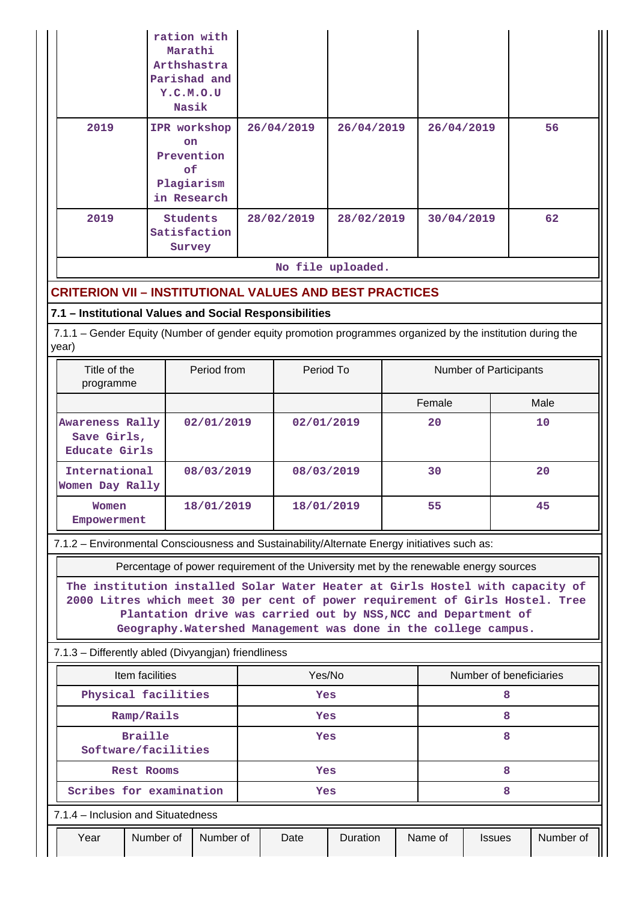| | ration with Marathi Arthshastra Parishad and Y.C.M.O.U Nasik | | | | |
|---|---|---|---|---|---|
| 2019 | IPR workshop on Prevention of Plagiarism in Research | 26/04/2019 | 26/04/2019 | 26/04/2019 | 56 |
| 2019 | Students Satisfaction Survey | 28/02/2019 | 28/02/2019 | 30/04/2019 | 62 |

No file uploaded.

## CRITERION VII – INSTITUTIONAL VALUES AND BEST PRACTICES

### 7.1 – Institutional Values and Social Responsibilities

7.1.1 – Gender Equity (Number of gender equity promotion programmes organized by the institution during the year)

| Title of the programme | Period from | Period To | Number of Participants | |
|---|---|---|---|---|
| | | | Female | Male |
| Awareness Rally Save Girls, Educate Girls | 02/01/2019 | 02/01/2019 | 20 | 10 |
| International Women Day Rally | 08/03/2019 | 08/03/2019 | 30 | 20 |
| Women Empowerment | 18/01/2019 | 18/01/2019 | 55 | 45 |

7.1.2 – Environmental Consciousness and Sustainability/Alternate Energy initiatives such as:

| Percentage of power requirement of the University met by the renewable energy sources |
|---|
| The institution installed Solar Water Heater at Girls Hostel with capacity of 2000 Litres which meet 30 per cent of power requirement of Girls Hostel. Tree Plantation drive was carried out by NSS,NCC and Department of Geography.Watershed Management was done in the college campus. |

7.1.3 – Differently abled (Divyangjan) friendliness

| Item facilities | Yes/No | Number of beneficiaries |
|---|---|---|
| Physical facilities | Yes | 8 |
| Ramp/Rails | Yes | 8 |
| Braille Software/facilities | Yes | 8 |
| Rest Rooms | Yes | 8 |
| Scribes for examination | Yes | 8 |

7.1.4 – Inclusion and Situatedness

| Year | Number of | Number of | Date | Duration | Name of | Issues | Number of |
|---|---|---|---|---|---|---|---|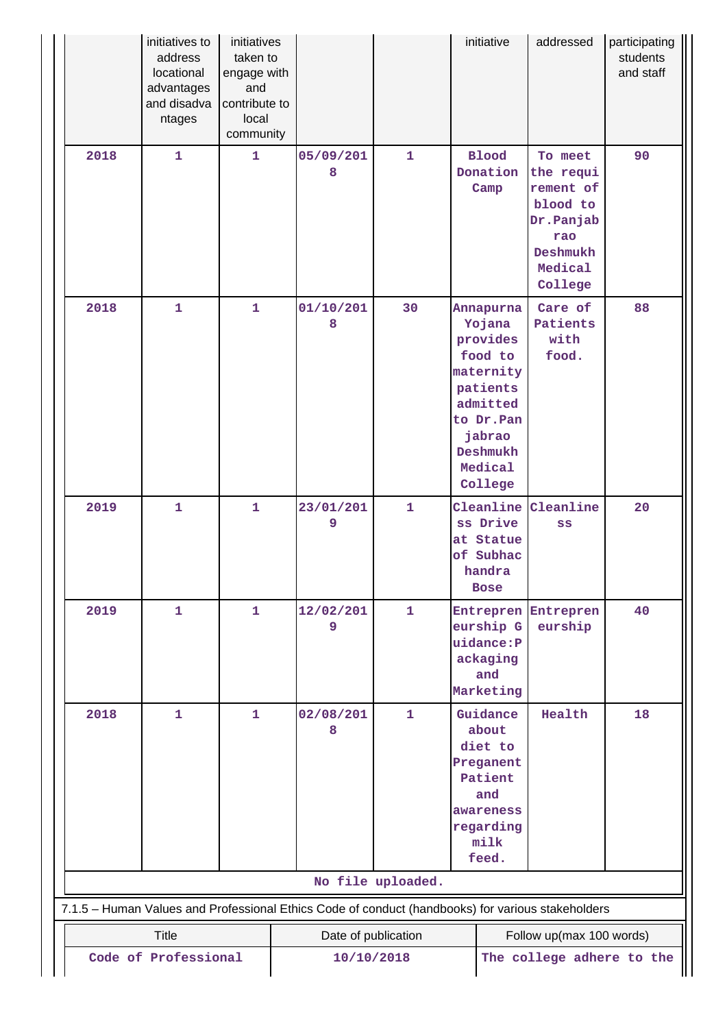| Year | Number of initiatives to address locational advantages and disadvantages | Number of initiatives taken to engage with and contribute to local community | Date | Duration | Name of initiative | Issues addressed | Number of participating students and staff |
|---|---|---|---|---|---|---|---|
| 2018 | 1 | 1 | 05/09/2018 | 1 | Blood Donation Camp | To meet the requirement of blood to Dr.Panjabrao Deshmukh Medical College | 90 |
| 2018 | 1 | 1 | 01/10/2018 | 30 | Annapurna Yojana provides food to maternity patients admitted to Dr.Panjabrao Deshmukh Medical College | Care of Patients with food. | 88 |
| 2019 | 1 | 1 | 23/01/2019 | 1 | Cleanliness Drive at Statue of Subhachandra Bose | Cleanliness | 20 |
| 2019 | 1 | 1 | 12/02/2019 | 1 | Entrepreneurship Guidance:Packaging and Marketing | Entrepreneurship | 40 |
| 2018 | 1 | 1 | 02/08/2018 | 1 | Guidance about diet to Preganent Patient and awareness regarding milk feed. | Health | 18 |

No file uploaded.

7.1.5 – Human Values and Professional Ethics Code of conduct (handbooks) for various stakeholders

| Title | Date of publication | Follow up(max 100 words) |
|---|---|---|
| Code of Professional | 10/10/2018 | The college adhere to the |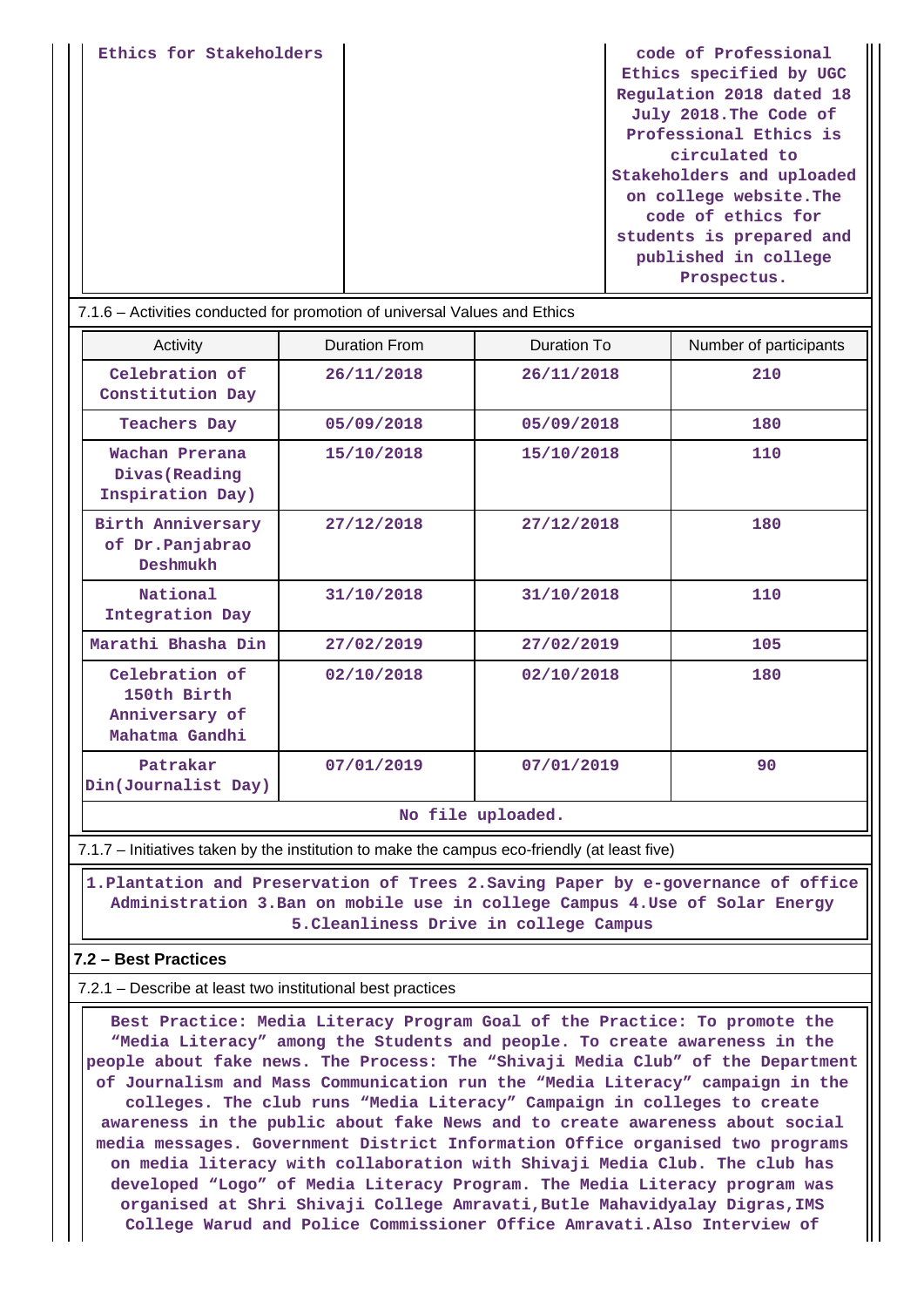| Ethics for Stakeholders | | code of Professional Ethics specified by UGC Regulation 2018 dated 18 July 2018.The Code of Professional Ethics is circulated to Stakeholders and uploaded on college website.The code of ethics for students is prepared and published in college Prospectus. |
|---|---|---|

7.1.6 – Activities conducted for promotion of universal Values and Ethics

| Activity | Duration From | Duration To | Number of participants |
|---|---|---|---|
| Celebration of Constitution Day | 26/11/2018 | 26/11/2018 | 210 |
| Teachers Day | 05/09/2018 | 05/09/2018 | 180 |
| Wachan Prerana Divas(Reading Inspiration Day) | 15/10/2018 | 15/10/2018 | 110 |
| Birth Anniversary of Dr.Panjabrao Deshmukh | 27/12/2018 | 27/12/2018 | 180 |
| National Integration Day | 31/10/2018 | 31/10/2018 | 110 |
| Marathi Bhasha Din | 27/02/2019 | 27/02/2019 | 105 |
| Celebration of 150th Birth Anniversary of Mahatma Gandhi | 02/10/2018 | 02/10/2018 | 180 |
| Patrakar Din(Journalist Day) | 07/01/2019 | 07/01/2019 | 90 |

No file uploaded.

7.1.7 – Initiatives taken by the institution to make the campus eco-friendly (at least five)

1.Plantation and Preservation of Trees 2.Saving Paper by e-governance of office Administration 3.Ban on mobile use in college Campus 4.Use of Solar Energy 5.Cleanliness Drive in college Campus

**7.2 – Best Practices**

7.2.1 – Describe at least two institutional best practices

Best Practice: Media Literacy Program Goal of the Practice: To promote the “Media Literacy” among the Students and people. To create awareness in the people about fake news. The Process: The “Shivaji Media Club” of the Department of Journalism and Mass Communication run the “Media Literacy” campaign in the colleges. The club runs “Media Literacy” Campaign in colleges to create awareness in the public about fake News and to create awareness about social media messages. Government District Information Office organised two programs on media literacy with collaboration with Shivaji Media Club. The club has developed “Logo” of Media Literacy Program. The Media Literacy program was organised at Shri Shivaji College Amravati,Butle Mahavidyalay Digras,IMS College Warud and Police Commissioner Office Amravati.Also Interview of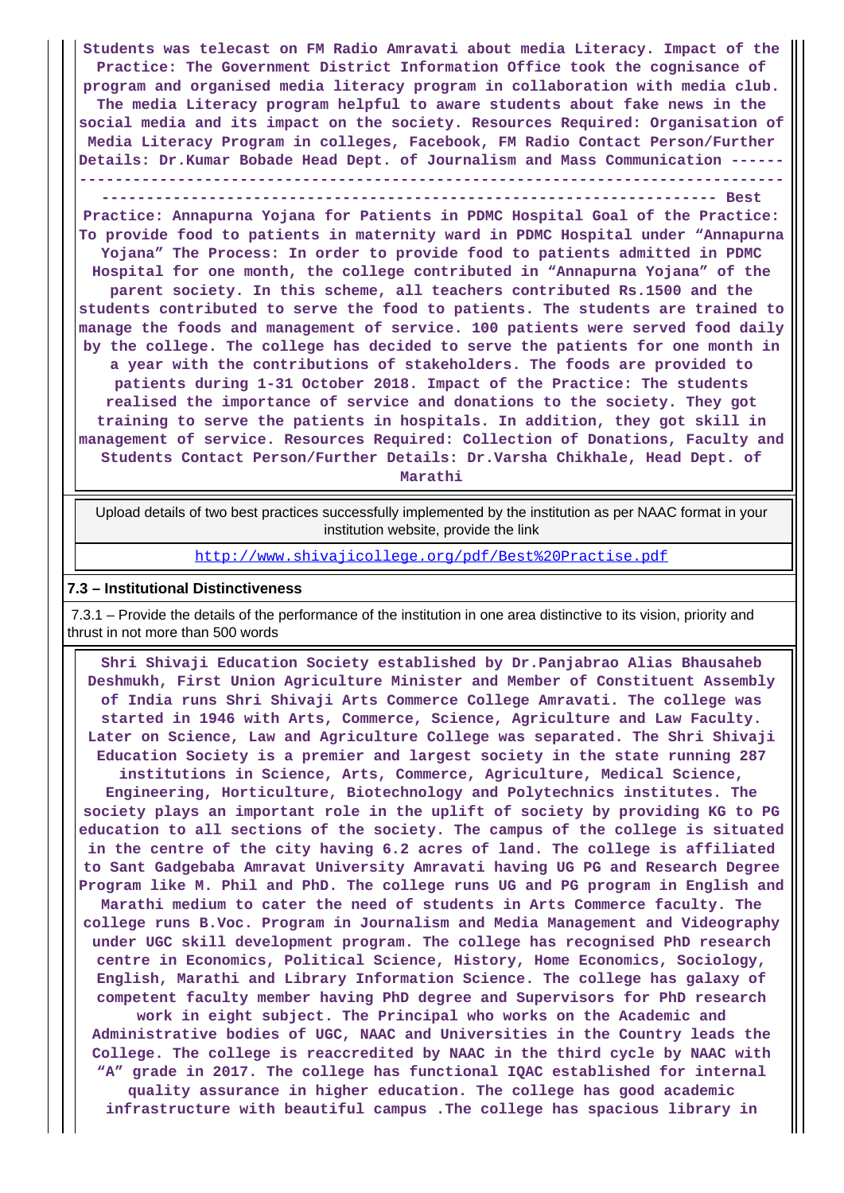Students was telecast on FM Radio Amravati about media Literacy. Impact of the Practice: The Government District Information Office took the cognisance of program and organised media literacy program in collaboration with media club. The media Literacy program helpful to aware students about fake news in the social media and its impact on the society. Resources Required: Organisation of Media Literacy Program in colleges, Facebook, FM Radio Contact Person/Further Details: Dr.Kumar Bobade Head Dept. of Journalism and Mass Communication ------ ------------------------------------------------------------------------------------------------------------------------------------------------------ Best Practice: Annapurna Yojana for Patients in PDMC Hospital Goal of the Practice: To provide food to patients in maternity ward in PDMC Hospital under “Annapurna Yojana” The Process: In order to provide food to patients admitted in PDMC Hospital for one month, the college contributed in “Annapurna Yojana” of the parent society. In this scheme, all teachers contributed Rs.1500 and the students contributed to serve the food to patients. The students are trained to manage the foods and management of service. 100 patients were served food daily by the college. The college has decided to serve the patients for one month in a year with the contributions of stakeholders. The foods are provided to patients during 1-31 October 2018. Impact of the Practice: The students realised the importance of service and donations to the society. They got training to serve the patients in hospitals. In addition, they got skill in management of service. Resources Required: Collection of Donations, Faculty and Students Contact Person/Further Details: Dr.Varsha Chikhale, Head Dept. of Marathi

Upload details of two best practices successfully implemented by the institution as per NAAC format in your institution website, provide the link

http://www.shivajicollege.org/pdf/Best%20Practise.pdf

**7.3 – Institutional Distinctiveness**

7.3.1 – Provide the details of the performance of the institution in one area distinctive to its vision, priority and thrust in not more than 500 words

Shri Shivaji Education Society established by Dr.Panjabrao Alias Bhausaheb Deshmukh, First Union Agriculture Minister and Member of Constituent Assembly of India runs Shri Shivaji Arts Commerce College Amravati. The college was started in 1946 with Arts, Commerce, Science, Agriculture and Law Faculty. Later on Science, Law and Agriculture College was separated. The Shri Shivaji Education Society is a premier and largest society in the state running 287 institutions in Science, Arts, Commerce, Agriculture, Medical Science, Engineering, Horticulture, Biotechnology and Polytechnics institutes. The society plays an important role in the uplift of society by providing KG to PG education to all sections of the society. The campus of the college is situated in the centre of the city having 6.2 acres of land. The college is affiliated to Sant Gadgebaba Amravat University Amravati having UG PG and Research Degree Program like M. Phil and PhD. The college runs UG and PG program in English and Marathi medium to cater the need of students in Arts Commerce faculty. The college runs B.Voc. Program in Journalism and Media Management and Videography under UGC skill development program. The college has recognised PhD research centre in Economics, Political Science, History, Home Economics, Sociology, English, Marathi and Library Information Science. The college has galaxy of competent faculty member having PhD degree and Supervisors for PhD research work in eight subject. The Principal who works on the Academic and Administrative bodies of UGC, NAAC and Universities in the Country leads the College. The college is reaccredited by NAAC in the third cycle by NAAC with “A” grade in 2017. The college has functional IQAC established for internal quality assurance in higher education. The college has good academic infrastructure with beautiful campus .The college has spacious library in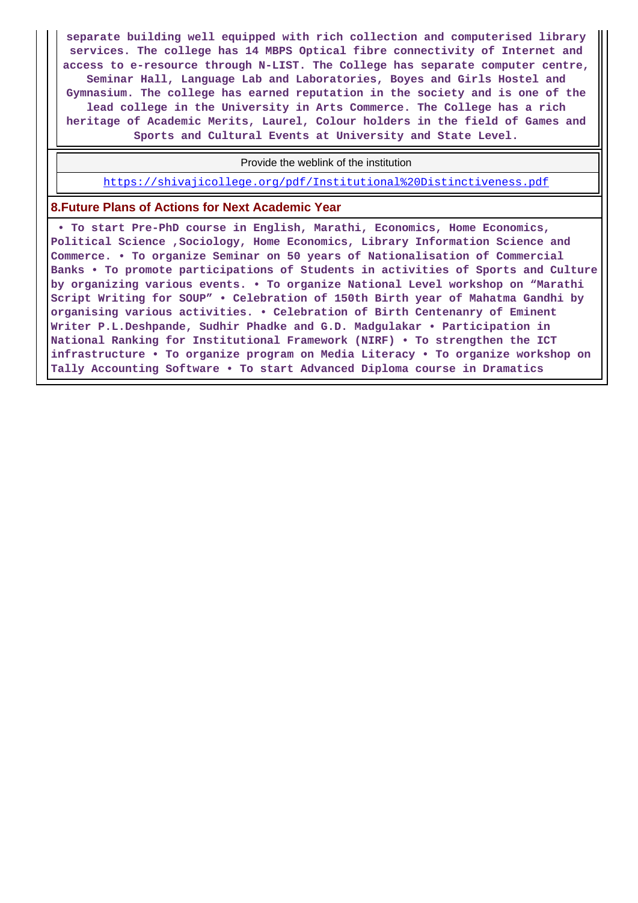**separate building well equipped with rich collection and computerised library services. The college has 14 MBPS Optical fibre connectivity of Internet and access to e-resource through N-LIST. The College has separate computer centre, Seminar Hall, Language Lab and Laboratories, Boyes and Girls Hostel and Gymnasium. The college has earned reputation in the society and is one of the lead college in the University in Arts Commerce. The College has a rich heritage of Academic Merits, Laurel, Colour holders in the field of Games and Sports and Cultural Events at University and State Level.**

| Provide the weblink of the institution |
|---|
| https://shivajicollege.org/pdf/Institutional%20Distinctiveness.pdf |

## 8.Future Plans of Actions for Next Academic Year

**• To start Pre-PhD course in English, Marathi, Economics, Home Economics, Political Science ,Sociology, Home Economics, Library Information Science and Commerce. • To organize Seminar on 50 years of Nationalisation of Commercial Banks • To promote participations of Students in activities of Sports and Culture by organizing various events. • To organize National Level workshop on "Marathi Script Writing for SOUP" • Celebration of 150th Birth year of Mahatma Gandhi by organising various activities. • Celebration of Birth Centenanry of Eminent Writer P.L.Deshpande, Sudhir Phadke and G.D. Madgulakar • Participation in National Ranking for Institutional Framework (NIRF) • To strengthen the ICT infrastructure • To organize program on Media Literacy • To organize workshop on Tally Accounting Software • To start Advanced Diploma course in Dramatics**